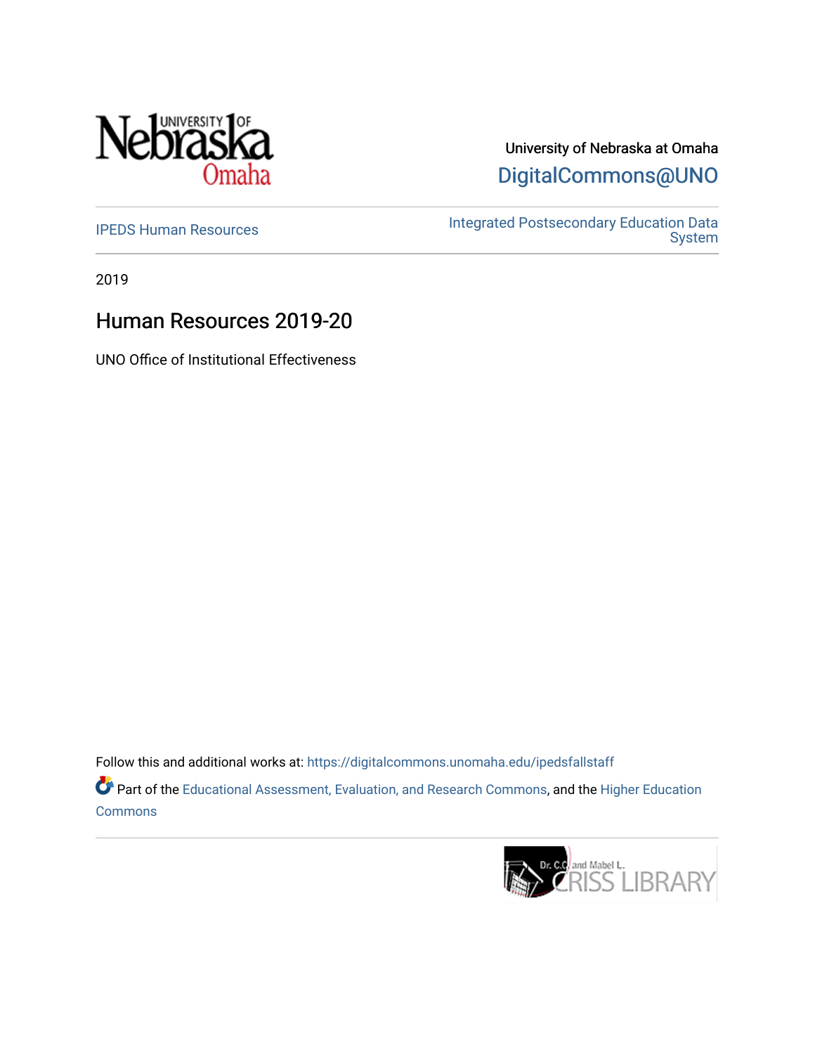University of Nebraska at Omaha

DigitalCommons@UNO

IPEDS Human Resources

Integrated Postsecondary Education Data System

2019

# Human Resources 2019-20

UNO Office of Institutional Effectiveness

Follow this and additional works at: https://digitalcommons.unomaha.edu/ipedsfallstaff

Part of the Educational Assessment, Evaluation, and Research Commons, and the Higher Education Commons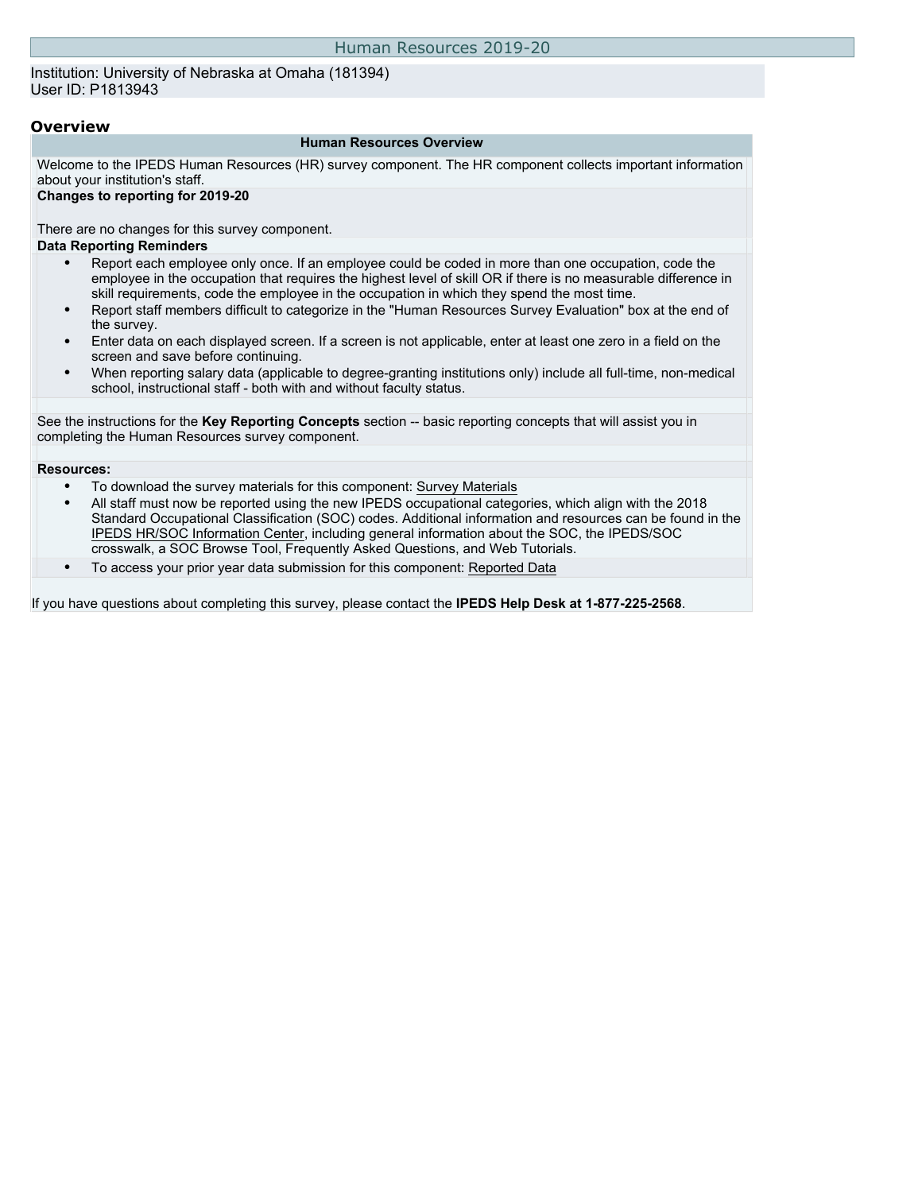# Human Resources 2019-20

Institution: University of Nebraska at Omaha (181394)
User ID: P1813943

## Overview

### Human Resources Overview

Welcome to the IPEDS Human Resources (HR) survey component. The HR component collects important information about your institution's staff.

**Changes to reporting for 2019-20**

There are no changes for this survey component.

**Data Reporting Reminders**

- Report each employee only once. If an employee could be coded in more than one occupation, code the employee in the occupation that requires the highest level of skill OR if there is no measurable difference in skill requirements, code the employee in the occupation in which they spend the most time.
- Report staff members difficult to categorize in the "Human Resources Survey Evaluation" box at the end of the survey.
- Enter data on each displayed screen. If a screen is not applicable, enter at least one zero in a field on the screen and save before continuing.
- When reporting salary data (applicable to degree-granting institutions only) include all full-time, non-medical school, instructional staff - both with and without faculty status.

See the instructions for the **Key Reporting Concepts** section -- basic reporting concepts that will assist you in completing the Human Resources survey component.

**Resources:**

- To download the survey materials for this component: Survey Materials
- All staff must now be reported using the new IPEDS occupational categories, which align with the 2018 Standard Occupational Classification (SOC) codes. Additional information and resources can be found in the IPEDS HR/SOC Information Center, including general information about the SOC, the IPEDS/SOC crosswalk, a SOC Browse Tool, Frequently Asked Questions, and Web Tutorials.
- To access your prior year data submission for this component: Reported Data

If you have questions about completing this survey, please contact the **IPEDS Help Desk at 1-877-225-2568**.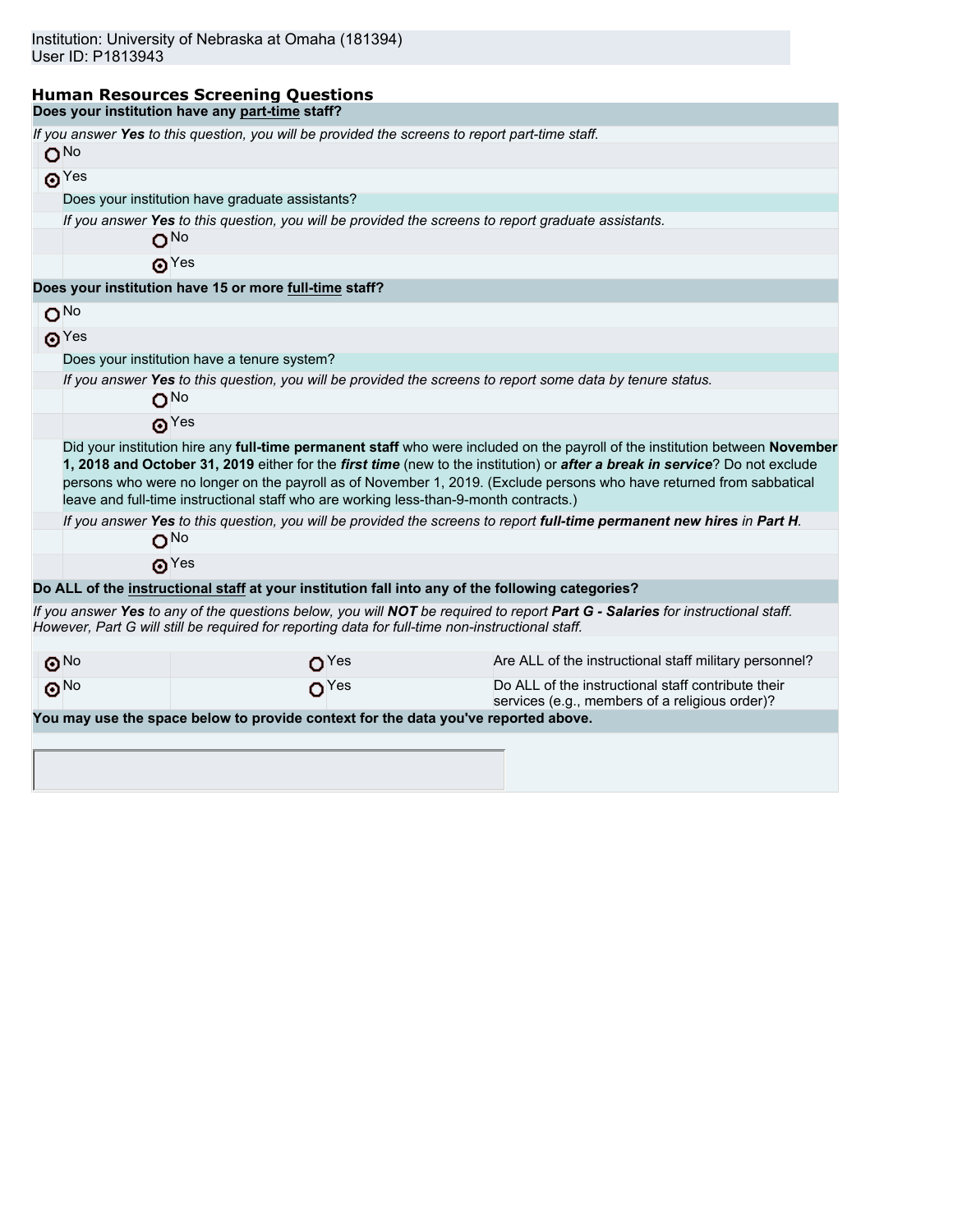Institution: University of Nebraska at Omaha (181394)
User ID: P1813943

## Human Resources Screening Questions

**Does your institution have any part-time staff?**

*If you answer **Yes** to this question, you will be provided the screens to report part-time staff.*

- ○ No
- ⊙ Yes

Does your institution have graduate assistants?

*If you answer **Yes** to this question, you will be provided the screens to report graduate assistants.*

- ○ No
- ⊙ Yes

**Does your institution have 15 or more full-time staff?**

- ○ No
- ⊙ Yes

Does your institution have a tenure system?

*If you answer **Yes** to this question, you will be provided the screens to report some data by tenure status.*

- ○ No
- ⊙ Yes

Did your institution hire any **full-time permanent staff** who were included on the payroll of the institution between **November 1, 2018 and October 31, 2019** either for the ***first time*** (new to the institution) or ***after a break in service***? Do not exclude persons who were no longer on the payroll as of November 1, 2019. (Exclude persons who have returned from sabbatical leave and full-time instructional staff who are working less-than-9-month contracts.)

*If you answer **Yes** to this question, you will be provided the screens to report **full-time permanent new hires** in **Part H**.*

- ○ No
- ⊙ Yes

**Do ALL of the instructional staff at your institution fall into any of the following categories?**

*If you answer **Yes** to any of the questions below, you will **NOT** be required to report **Part G - Salaries** for instructional staff. However, Part G will still be required for reporting data for full-time non-instructional staff.*

| | | |
|---|---|---|
| ⊙ No | ○ Yes | Are ALL of the instructional staff military personnel? |
| ⊙ No | ○ Yes | Do ALL of the instructional staff contribute their services (e.g., members of a religious order)? |

**You may use the space below to provide context for the data you've reported above.**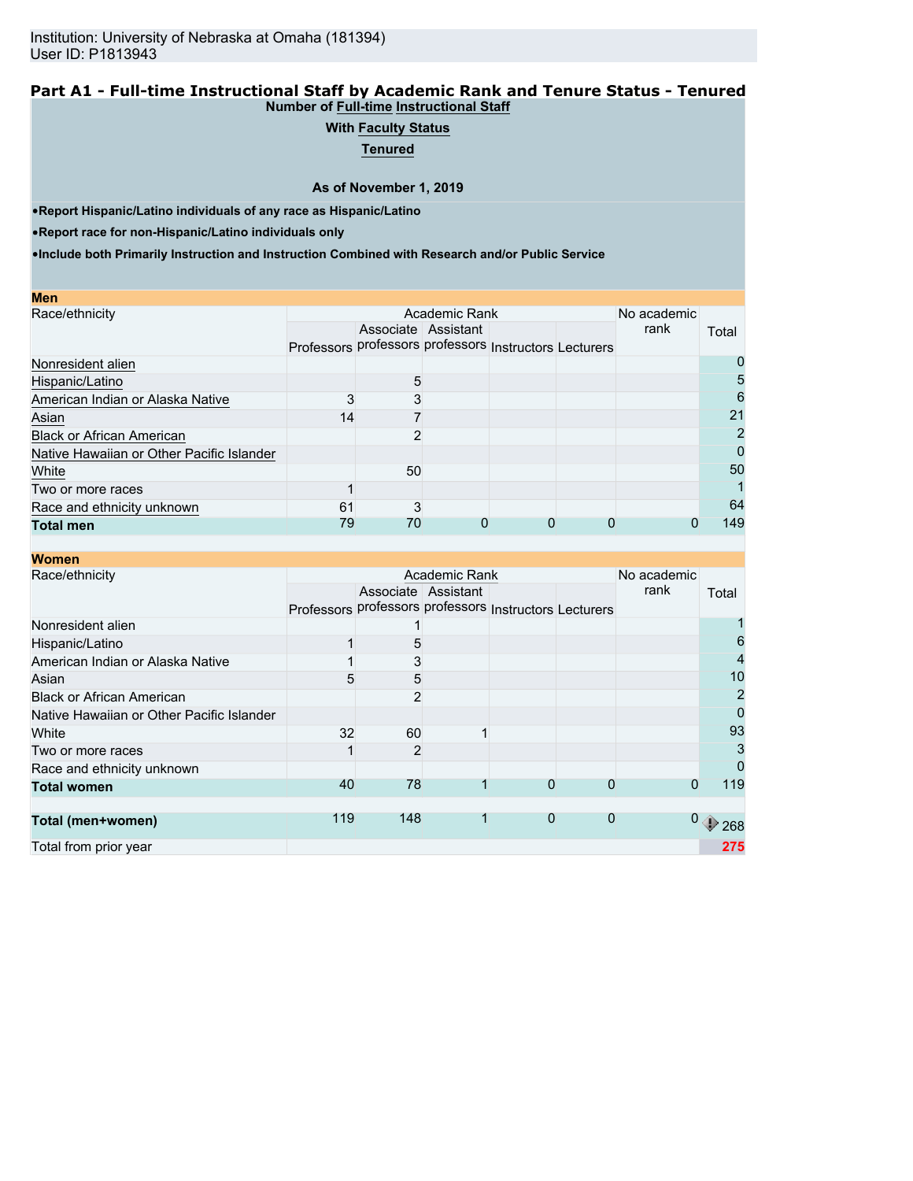Institution: University of Nebraska at Omaha (181394)
User ID: P1813943

## Part A1 - Full-time Instructional Staff by Academic Rank and Tenure Status - Tenured

**Number of Full-time Instructional Staff**

**With Faculty Status**

**Tenured**

**As of November 1, 2019**

- **Report Hispanic/Latino individuals of any race as Hispanic/Latino**
- **Report race for non-Hispanic/Latino individuals only**
- **Include both Primarily Instruction and Instruction Combined with Research and/or Public Service**

**Men**

| Race/ethnicity | Academic Rank | | | | | No academic rank | Total |
|---|---|---|---|---|---|---|---|
| | Professors | Associate professors | Assistant professors | Instructors | Lecturers | | |
| Nonresident alien | | | | | | | 0 |
| Hispanic/Latino | | 5 | | | | | 5 |
| American Indian or Alaska Native | 3 | 3 | | | | | 6 |
| Asian | 14 | 7 | | | | | 21 |
| Black or African American | | 2 | | | | | 2 |
| Native Hawaiian or Other Pacific Islander | | | | | | | 0 |
| White | | 50 | | | | | 50 |
| Two or more races | 1 | | | | | | 1 |
| Race and ethnicity unknown | 61 | 3 | | | | | 64 |
| **Total men** | 79 | 70 | 0 | 0 | 0 | 0 | 149 |

**Women**

| Race/ethnicity | Academic Rank | | | | | No academic rank | Total |
|---|---|---|---|---|---|---|---|
| | Professors | Associate professors | Assistant professors | Instructors | Lecturers | | |
| Nonresident alien | | 1 | | | | | 1 |
| Hispanic/Latino | 1 | 5 | | | | | 6 |
| American Indian or Alaska Native | 1 | 3 | | | | | 4 |
| Asian | 5 | 5 | | | | | 10 |
| Black or African American | | 2 | | | | | 2 |
| Native Hawaiian or Other Pacific Islander | | | | | | | 0 |
| White | 32 | 60 | 1 | | | | 93 |
| Two or more races | 1 | 2 | | | | | 3 |
| Race and ethnicity unknown | | | | | | | 0 |
| **Total women** | 40 | 78 | 1 | 0 | 0 | 0 | 119 |
| | | | | | | | |
| **Total (men+women)** | 119 | 148 | 1 | 0 | 0 | 0 | 268 |
| Total from prior year | | | | | | | 275 |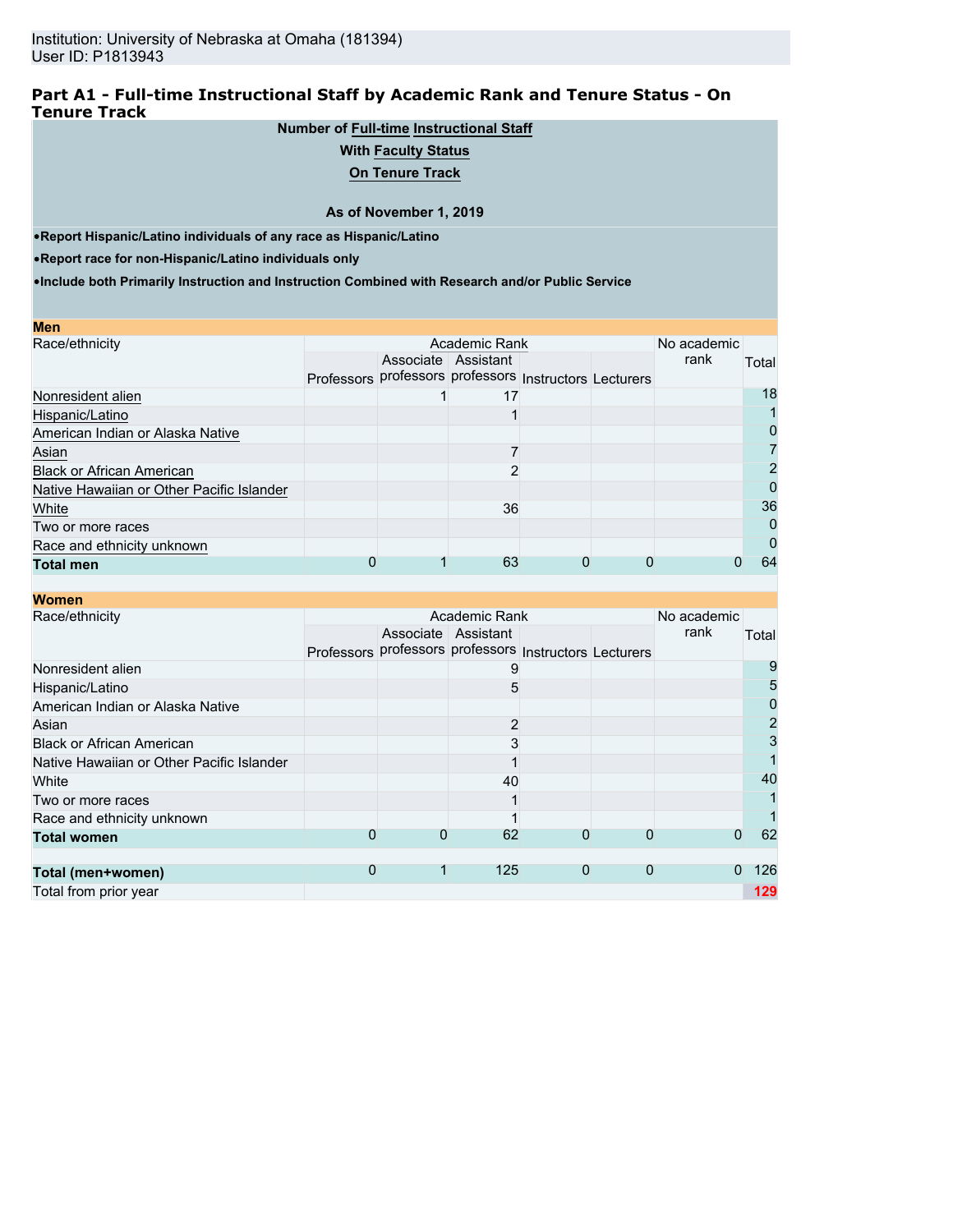Institution: University of Nebraska at Omaha (181394)
User ID: P1813943

## Part A1 - Full-time Instructional Staff by Academic Rank and Tenure Status - On Tenure Track

**Number of Full-time Instructional Staff**

**With Faculty Status**

**On Tenure Track**

**As of November 1, 2019**

- **Report Hispanic/Latino individuals of any race as Hispanic/Latino**
- **Report race for non-Hispanic/Latino individuals only**
- **Include both Primarily Instruction and Instruction Combined with Research and/or Public Service**

**Men**

| Race/ethnicity | Academic Rank | | | | | No academic rank | Total |
|---|---|---|---|---|---|---|---|
| | Professors | Associate professors | Assistant professors | Instructors | Lecturers | | |
| Nonresident alien | | 1 | 17 | | | | 18 |
| Hispanic/Latino | | | 1 | | | | 1 |
| American Indian or Alaska Native | | | | | | | 0 |
| Asian | | | 7 | | | | 7 |
| Black or African American | | | 2 | | | | 2 |
| Native Hawaiian or Other Pacific Islander | | | | | | | 0 |
| White | | | 36 | | | | 36 |
| Two or more races | | | | | | | 0 |
| Race and ethnicity unknown | | | | | | | 0 |
| **Total men** | 0 | 1 | 63 | 0 | 0 | 0 | 64 |

**Women**

| Race/ethnicity | Academic Rank | | | | | No academic rank | Total |
|---|---|---|---|---|---|---|---|
| | Professors | Associate professors | Assistant professors | Instructors | Lecturers | | |
| Nonresident alien | | | 9 | | | | 9 |
| Hispanic/Latino | | | 5 | | | | 5 |
| American Indian or Alaska Native | | | | | | | 0 |
| Asian | | | 2 | | | | 2 |
| Black or African American | | | 3 | | | | 3 |
| Native Hawaiian or Other Pacific Islander | | | 1 | | | | 1 |
| White | | | 40 | | | | 40 |
| Two or more races | | | 1 | | | | 1 |
| Race and ethnicity unknown | | | 1 | | | | 1 |
| **Total women** | 0 | 0 | 62 | 0 | 0 | 0 | 62 |
| | | | | | | | |
| **Total (men+women)** | 0 | 1 | 125 | 0 | 0 | 0 | 126 |
| Total from prior year | | | | | | | 129 |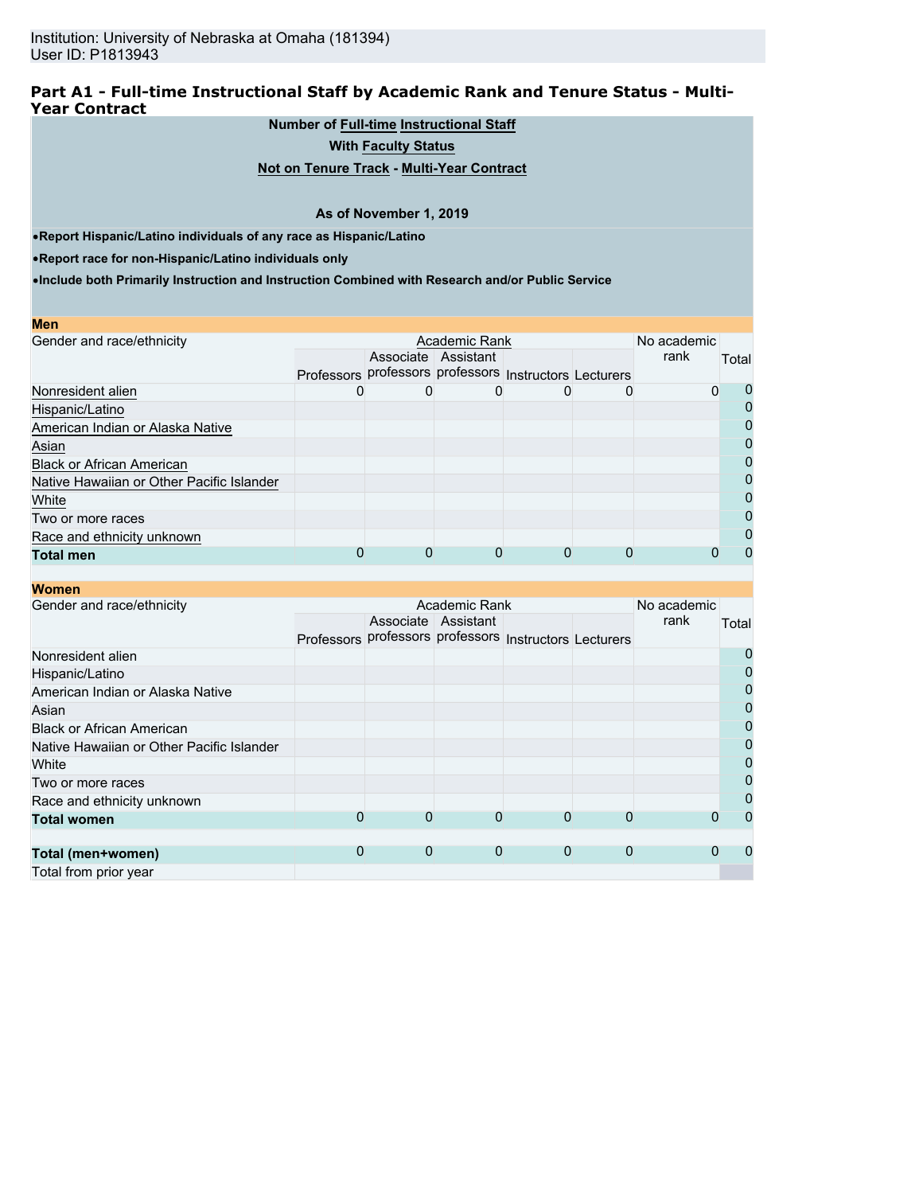Institution: University of Nebraska at Omaha (181394)
User ID: P1813943

## Part A1 - Full-time Instructional Staff by Academic Rank and Tenure Status - Multi-Year Contract

**Number of Full-time Instructional Staff**

**With Faculty Status**

**Not on Tenure Track - Multi-Year Contract**

**As of November 1, 2019**

- **Report Hispanic/Latino individuals of any race as Hispanic/Latino**
- **Report race for non-Hispanic/Latino individuals only**
- **Include both Primarily Instruction and Instruction Combined with Research and/or Public Service**

### Men

| Gender and race/ethnicity | Academic Rank | | | | | No academic rank | Total |
|---|---|---|---|---|---|---|---|
| | Professors | Associate professors | Assistant professors | Instructors | Lecturers | | |
| Nonresident alien | 0 | 0 | 0 | 0 | 0 | 0 | 0 |
| Hispanic/Latino | | | | | | | 0 |
| American Indian or Alaska Native | | | | | | | 0 |
| Asian | | | | | | | 0 |
| Black or African American | | | | | | | 0 |
| Native Hawaiian or Other Pacific Islander | | | | | | | 0 |
| White | | | | | | | 0 |
| Two or more races | | | | | | | 0 |
| Race and ethnicity unknown | | | | | | | 0 |
| **Total men** | 0 | 0 | 0 | 0 | 0 | 0 | 0 |

### Women

| Gender and race/ethnicity | Academic Rank | | | | | No academic rank | Total |
|---|---|---|---|---|---|---|---|
| | Professors | Associate professors | Assistant professors | Instructors | Lecturers | | |
| Nonresident alien | | | | | | | 0 |
| Hispanic/Latino | | | | | | | 0 |
| American Indian or Alaska Native | | | | | | | 0 |
| Asian | | | | | | | 0 |
| Black or African American | | | | | | | 0 |
| Native Hawaiian or Other Pacific Islander | | | | | | | 0 |
| White | | | | | | | 0 |
| Two or more races | | | | | | | 0 |
| Race and ethnicity unknown | | | | | | | 0 |
| **Total women** | 0 | 0 | 0 | 0 | 0 | 0 | 0 |
| | | | | | | | |
| **Total (men+women)** | 0 | 0 | 0 | 0 | 0 | 0 | 0 |
| Total from prior year | | | | | | | |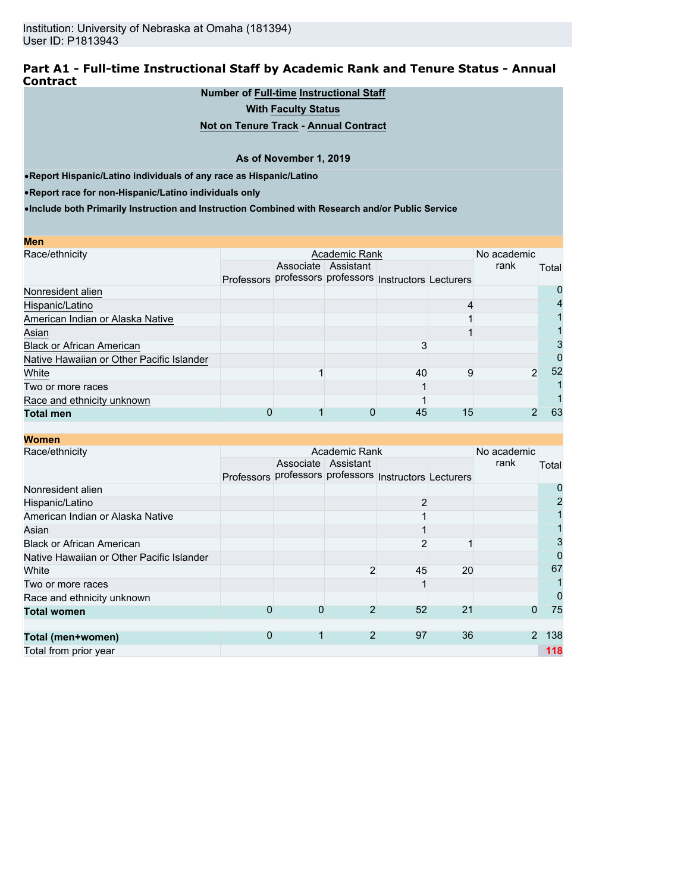Institution: University of Nebraska at Omaha (181394)
User ID: P1813943

## Part A1 - Full-time Instructional Staff by Academic Rank and Tenure Status - Annual Contract

**Number of Full-time Instructional Staff**

**With Faculty Status**

**Not on Tenure Track - Annual Contract**

**As of November 1, 2019**

- **Report Hispanic/Latino individuals of any race as Hispanic/Latino**
- **Report race for non-Hispanic/Latino individuals only**
- **Include both Primarily Instruction and Instruction Combined with Research and/or Public Service**

**Men**

| Race/ethnicity | Academic Rank | | | | | No academic rank | Total |
|---|---|---|---|---|---|---|---|
| | Professors | Associate professors | Assistant professors | Instructors | Lecturers | | |
| Nonresident alien | | | | | | | 0 |
| Hispanic/Latino | | | | | 4 | | 4 |
| American Indian or Alaska Native | | | | | 1 | | 1 |
| Asian | | | | | 1 | | 1 |
| Black or African American | | | | 3 | | | 3 |
| Native Hawaiian or Other Pacific Islander | | | | | | | 0 |
| White | | 1 | | 40 | 9 | 2 | 52 |
| Two or more races | | | | 1 | | | 1 |
| Race and ethnicity unknown | | | | 1 | | | 1 |
| **Total men** | 0 | 1 | 0 | 45 | 15 | 2 | 63 |

**Women**

| Race/ethnicity | Academic Rank | | | | | No academic rank | Total |
|---|---|---|---|---|---|---|---|
| | Professors | Associate professors | Assistant professors | Instructors | Lecturers | | |
| Nonresident alien | | | | | | | 0 |
| Hispanic/Latino | | | | 2 | | | 2 |
| American Indian or Alaska Native | | | | 1 | | | 1 |
| Asian | | | | 1 | | | 1 |
| Black or African American | | | | 2 | 1 | | 3 |
| Native Hawaiian or Other Pacific Islander | | | | | | | 0 |
| White | | | 2 | 45 | 20 | | 67 |
| Two or more races | | | | 1 | | | 1 |
| Race and ethnicity unknown | | | | | | | 0 |
| **Total women** | 0 | 0 | 2 | 52 | 21 | 0 | 75 |
| | | | | | | | |
| **Total (men+women)** | 0 | 1 | 2 | 97 | 36 | 2 | 138 |
| Total from prior year | | | | | | | 118 |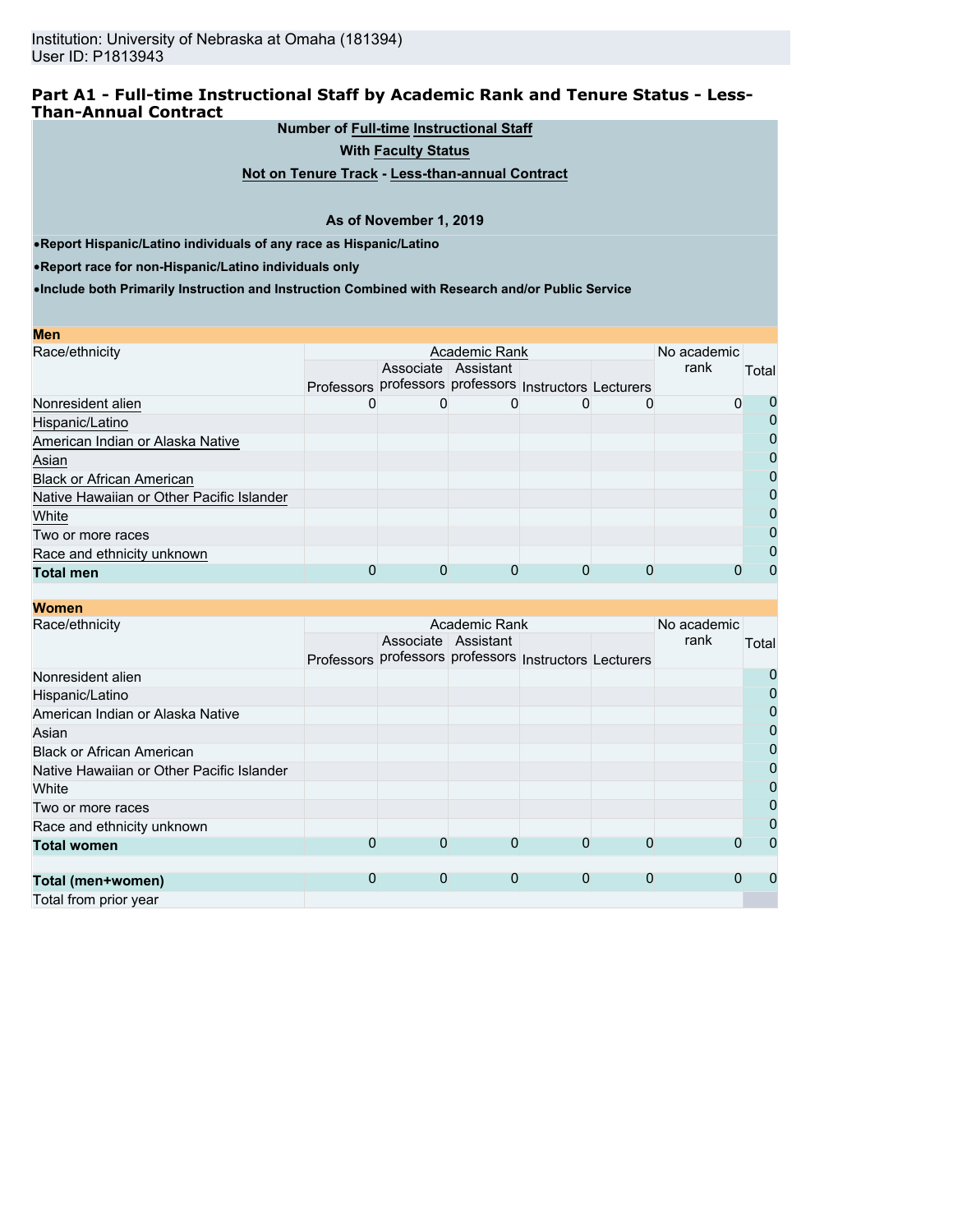Institution: University of Nebraska at Omaha (181394)
User ID: P1813943

## Part A1 - Full-time Instructional Staff by Academic Rank and Tenure Status - Less-Than-Annual Contract

**Number of Full-time Instructional Staff**

**With Faculty Status**

**Not on Tenure Track - Less-than-annual Contract**

**As of November 1, 2019**

- **Report Hispanic/Latino individuals of any race as Hispanic/Latino**
- **Report race for non-Hispanic/Latino individuals only**
- **Include both Primarily Instruction and Instruction Combined with Research and/or Public Service**

**Men**

| Race/ethnicity | Academic Rank | | | | | No academic rank | Total |
|---|---|---|---|---|---|---|---|
| | Professors | Associate professors | Assistant professors | Instructors | Lecturers | | |
| Nonresident alien | 0 | 0 | 0 | 0 | 0 | 0 | 0 |
| Hispanic/Latino | | | | | | | 0 |
| American Indian or Alaska Native | | | | | | | 0 |
| Asian | | | | | | | 0 |
| Black or African American | | | | | | | 0 |
| Native Hawaiian or Other Pacific Islander | | | | | | | 0 |
| White | | | | | | | 0 |
| Two or more races | | | | | | | 0 |
| Race and ethnicity unknown | | | | | | | 0 |
| **Total men** | 0 | 0 | 0 | 0 | 0 | 0 | 0 |

**Women**

| Race/ethnicity | Academic Rank | | | | | No academic rank | Total |
|---|---|---|---|---|---|---|---|
| | Professors | Associate professors | Assistant professors | Instructors | Lecturers | | |
| Nonresident alien | | | | | | | 0 |
| Hispanic/Latino | | | | | | | 0 |
| American Indian or Alaska Native | | | | | | | 0 |
| Asian | | | | | | | 0 |
| Black or African American | | | | | | | 0 |
| Native Hawaiian or Other Pacific Islander | | | | | | | 0 |
| White | | | | | | | 0 |
| Two or more races | | | | | | | 0 |
| Race and ethnicity unknown | | | | | | | 0 |
| **Total women** | 0 | 0 | 0 | 0 | 0 | 0 | 0 |
| **Total (men+women)** | 0 | 0 | 0 | 0 | 0 | 0 | 0 |
| Total from prior year | | | | | | | |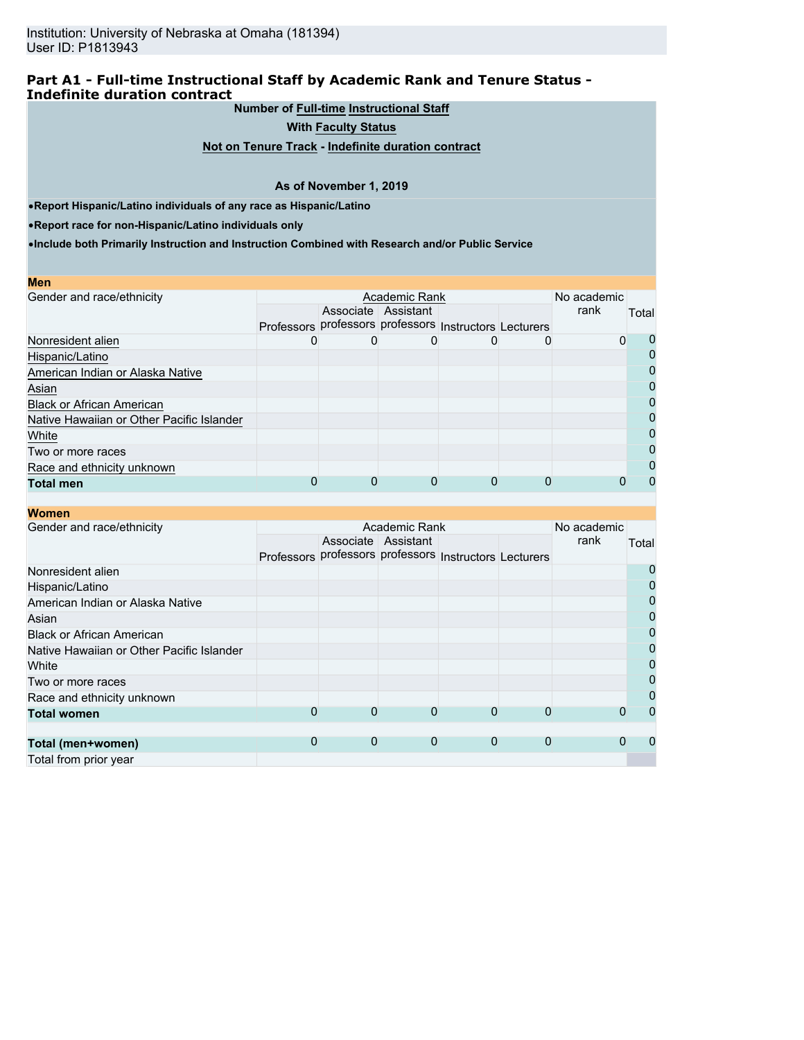Institution: University of Nebraska at Omaha (181394)
User ID: P1813943

## Part A1 - Full-time Instructional Staff by Academic Rank and Tenure Status - Indefinite duration contract

**Number of Full-time Instructional Staff**

**With Faculty Status**

**Not on Tenure Track - Indefinite duration contract**

**As of November 1, 2019**

- **Report Hispanic/Latino individuals of any race as Hispanic/Latino**
- **Report race for non-Hispanic/Latino individuals only**
- **Include both Primarily Instruction and Instruction Combined with Research and/or Public Service**

**Men**

| Gender and race/ethnicity | Academic Rank | | | | | No academic rank | Total |
|---|---|---|---|---|---|---|---|
| | Professors | Associate professors | Assistant professors | Instructors | Lecturers | | |
| Nonresident alien | 0 | 0 | 0 | 0 | 0 | 0 | 0 |
| Hispanic/Latino | | | | | | | 0 |
| American Indian or Alaska Native | | | | | | | 0 |
| Asian | | | | | | | 0 |
| Black or African American | | | | | | | 0 |
| Native Hawaiian or Other Pacific Islander | | | | | | | 0 |
| White | | | | | | | 0 |
| Two or more races | | | | | | | 0 |
| Race and ethnicity unknown | | | | | | | 0 |
| **Total men** | 0 | 0 | 0 | 0 | 0 | 0 | 0 |

**Women**

| Gender and race/ethnicity | Academic Rank | | | | | No academic rank | Total |
|---|---|---|---|---|---|---|---|
| | Professors | Associate professors | Assistant professors | Instructors | Lecturers | | |
| Nonresident alien | | | | | | | 0 |
| Hispanic/Latino | | | | | | | 0 |
| American Indian or Alaska Native | | | | | | | 0 |
| Asian | | | | | | | 0 |
| Black or African American | | | | | | | 0 |
| Native Hawaiian or Other Pacific Islander | | | | | | | 0 |
| White | | | | | | | 0 |
| Two or more races | | | | | | | 0 |
| Race and ethnicity unknown | | | | | | | 0 |
| **Total women** | 0 | 0 | 0 | 0 | 0 | 0 | 0 |
| | | | | | | | |
| **Total (men+women)** | 0 | 0 | 0 | 0 | 0 | 0 | 0 |
| Total from prior year | | | | | | | |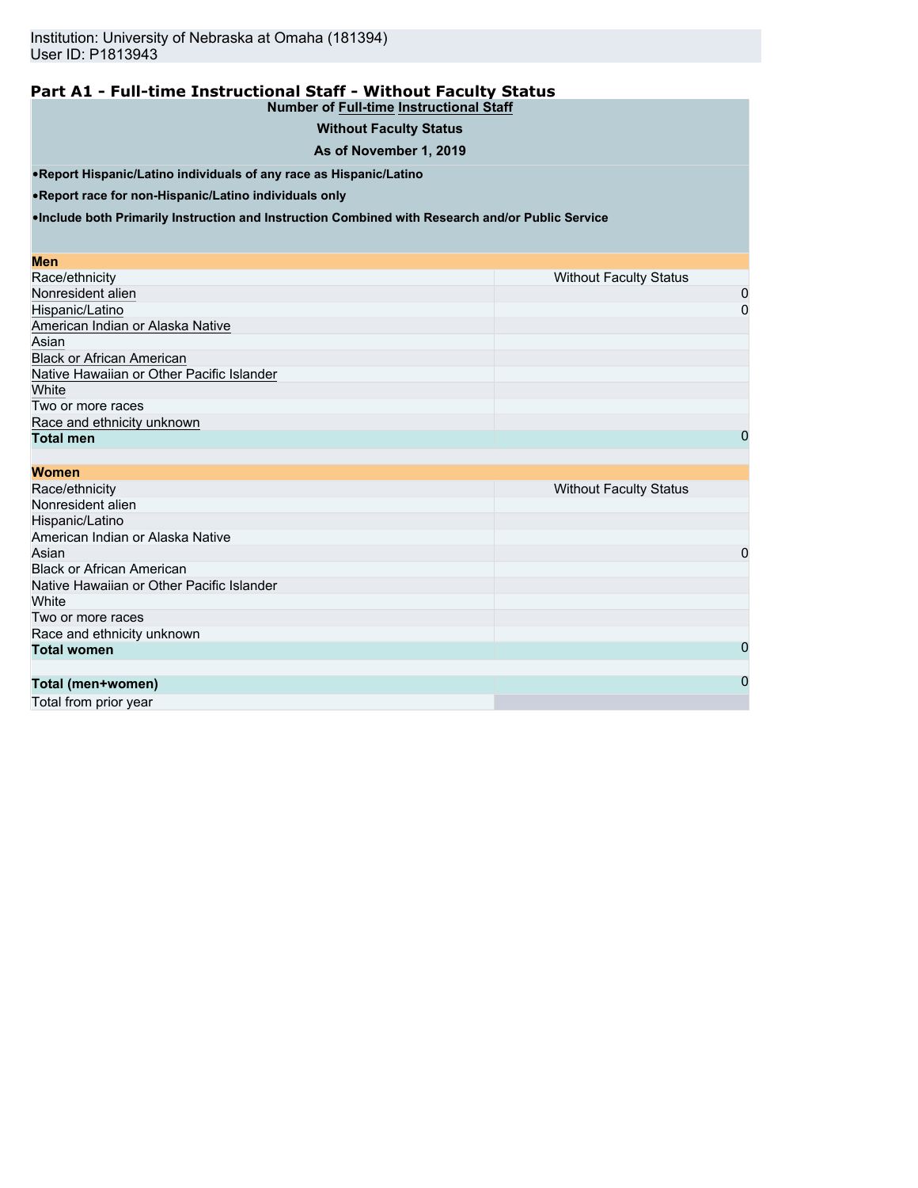Institution: University of Nebraska at Omaha (181394)
User ID: P1813943

## Part A1 - Full-time Instructional Staff - Without Faculty Status

**Number of Full-time Instructional Staff**

**Without Faculty Status**

**As of November 1, 2019**

- **Report Hispanic/Latino individuals of any race as Hispanic/Latino**
- **Report race for non-Hispanic/Latino individuals only**
- **Include both Primarily Instruction and Instruction Combined with Research and/or Public Service**

| **Men** | |
|---|---|
| Race/ethnicity | Without Faculty Status |
| Nonresident alien | 0 |
| Hispanic/Latino | 0 |
| American Indian or Alaska Native | |
| Asian | |
| Black or African American | |
| Native Hawaiian or Other Pacific Islander | |
| White | |
| Two or more races | |
| Race and ethnicity unknown | |
| **Total men** | 0 |

| **Women** | |
|---|---|
| Race/ethnicity | Without Faculty Status |
| Nonresident alien | |
| Hispanic/Latino | |
| American Indian or Alaska Native | |
| Asian | 0 |
| Black or African American | |
| Native Hawaiian or Other Pacific Islander | |
| White | |
| Two or more races | |
| Race and ethnicity unknown | |
| **Total women** | 0 |
| | |
| **Total (men+women)** | 0 |
| Total from prior year | |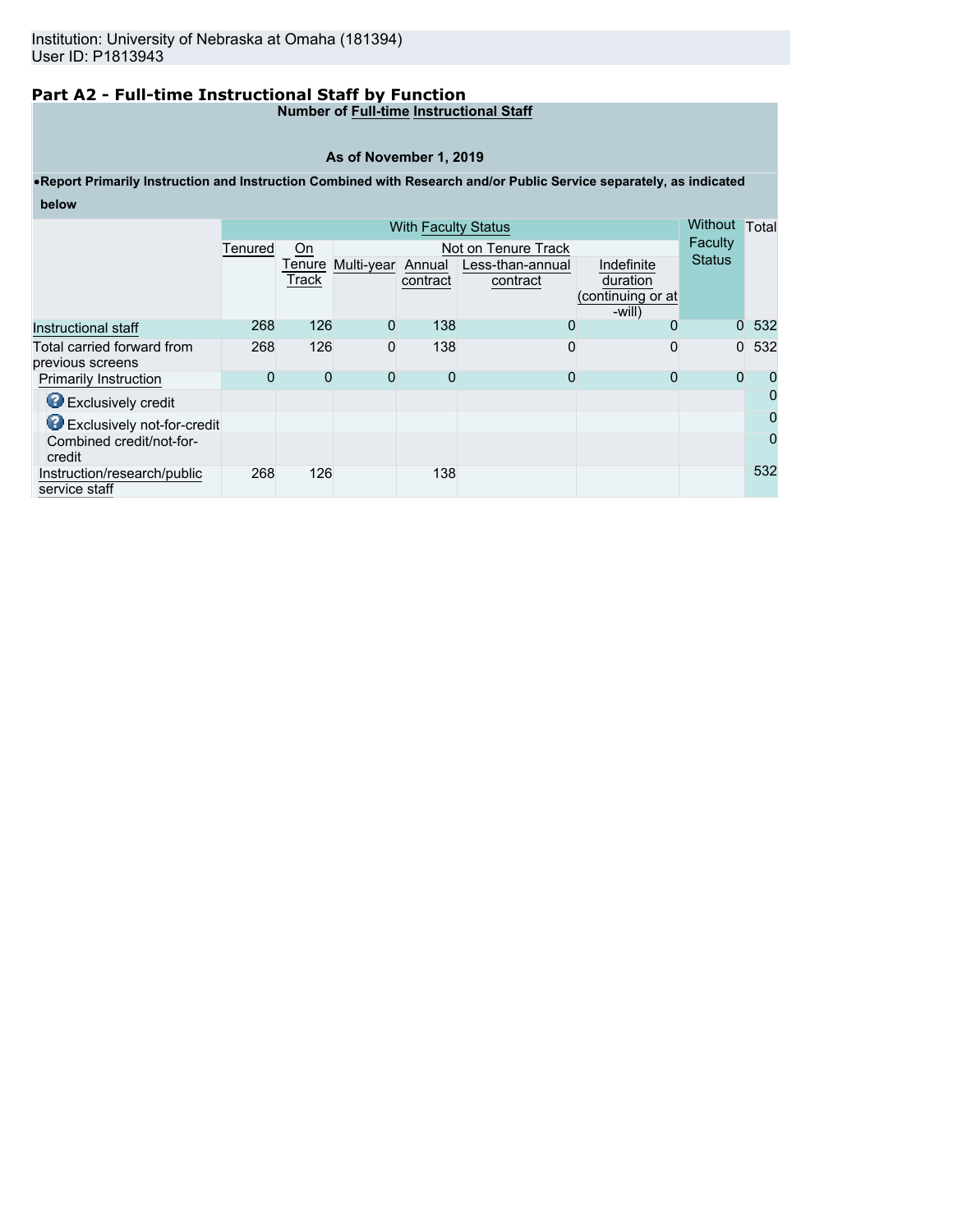Institution: University of Nebraska at Omaha (181394)
User ID: P1813943

## Part A2 - Full-time Instructional Staff by Function

**Number of Full-time Instructional Staff**

**As of November 1, 2019**

- **Report Primarily Instruction and Instruction Combined with Research and/or Public Service separately, as indicated below**

| | With Faculty Status | | | | | | Without Faculty Status | Total |
|---|---|---|---|---|---|---|---|---|
| | Tenured | On Tenure Track | Not on Tenure Track | | | | | |
| | | | Multi-year | Annual contract | Less-than-annual contract | Indefinite duration (continuing or at-will) | | |
| Instructional staff | 268 | 126 | 0 | 138 | 0 | 0 | 0 | 532 |
| Total carried forward from previous screens | 268 | 126 | 0 | 138 | 0 | 0 | 0 | 532 |
| Primarily Instruction | 0 | 0 | 0 | 0 | 0 | 0 | 0 | 0 |
| Exclusively credit | | | | | | | | 0 |
| Exclusively not-for-credit | | | | | | | | 0 |
| Combined credit/not-for-credit | | | | | | | | 0 |
| Instruction/research/public service staff | 268 | 126 | | 138 | | | | 532 |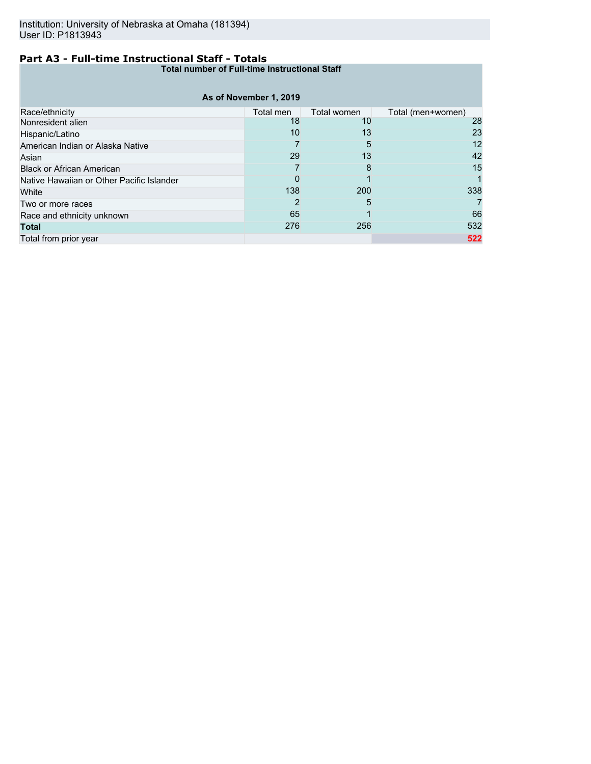Institution: University of Nebraska at Omaha (181394)
User ID: P1813943

## Part A3 - Full-time Instructional Staff - Totals

| Total number of Full-time Instructional Staff | | | |
|---|---|---|---|
| **As of November 1, 2019** | | | |
| Race/ethnicity | Total men | Total women | Total (men+women) |
| Nonresident alien | 18 | 10 | 28 |
| Hispanic/Latino | 10 | 13 | 23 |
| American Indian or Alaska Native | 7 | 5 | 12 |
| Asian | 29 | 13 | 42 |
| Black or African American | 7 | 8 | 15 |
| Native Hawaiian or Other Pacific Islander | 0 | 1 | 1 |
| White | 138 | 200 | 338 |
| Two or more races | 2 | 5 | 7 |
| Race and ethnicity unknown | 65 | 1 | 66 |
| **Total** | 276 | 256 | 532 |
| Total from prior year | | | 522 |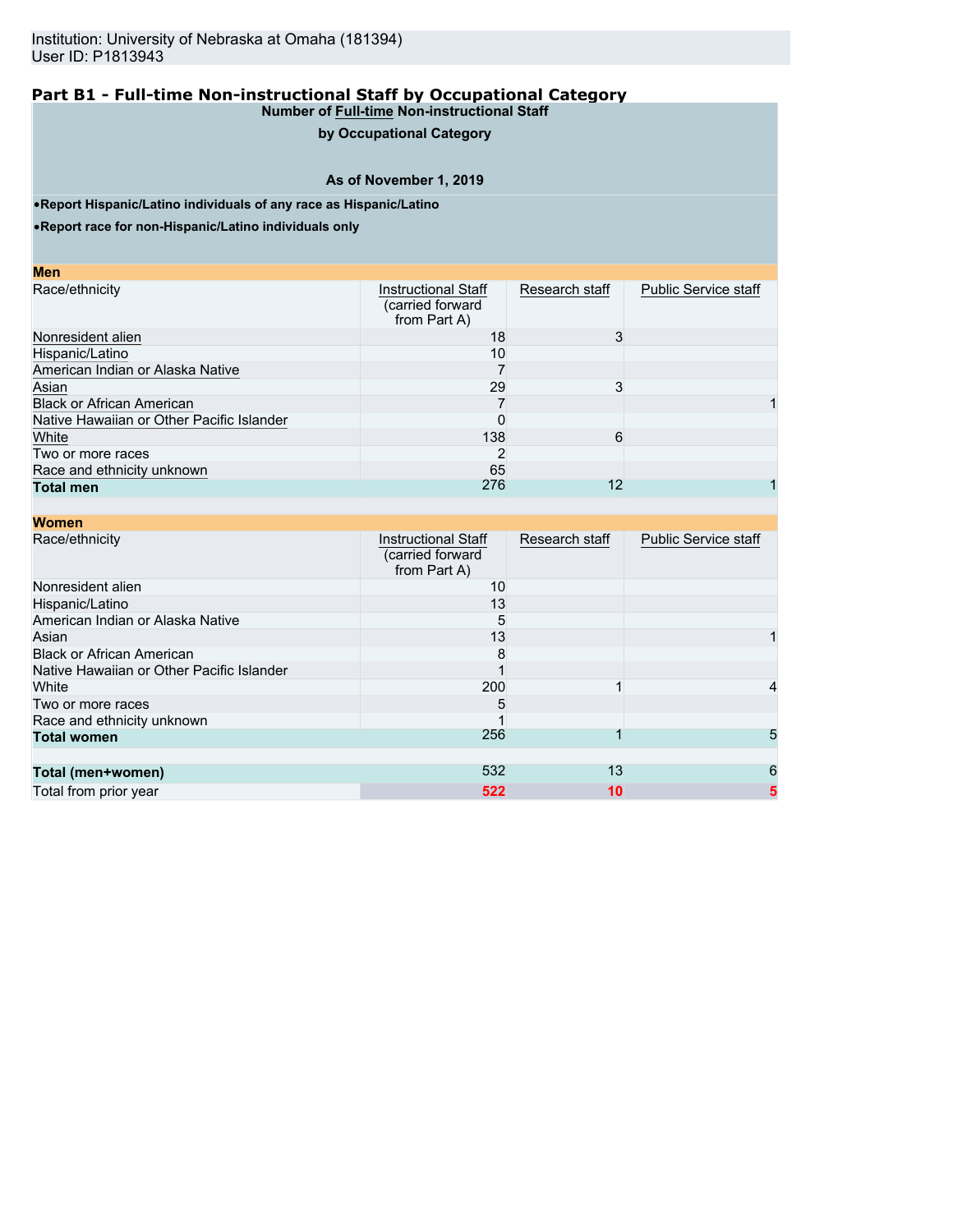Institution: University of Nebraska at Omaha (181394)
User ID: P1813943

## Part B1 - Full-time Non-instructional Staff by Occupational Category

**Number of Full-time Non-instructional Staff**

**by Occupational Category**

**As of November 1, 2019**

- **Report Hispanic/Latino individuals of any race as Hispanic/Latino**
- **Report race for non-Hispanic/Latino individuals only**

**Men**

| Race/ethnicity | Instructional Staff (carried forward from Part A) | Research staff | Public Service staff |
|---|---|---|---|
| Nonresident alien | 18 | 3 | |
| Hispanic/Latino | 10 | | |
| American Indian or Alaska Native | 7 | | |
| Asian | 29 | 3 | |
| Black or African American | 7 | | 1 |
| Native Hawaiian or Other Pacific Islander | 0 | | |
| White | 138 | 6 | |
| Two or more races | 2 | | |
| Race and ethnicity unknown | 65 | | |
| **Total men** | 276 | 12 | 1 |

**Women**

| Race/ethnicity | Instructional Staff (carried forward from Part A) | Research staff | Public Service staff |
|---|---|---|---|
| Nonresident alien | 10 | | |
| Hispanic/Latino | 13 | | |
| American Indian or Alaska Native | 5 | | |
| Asian | 13 | | 1 |
| Black or African American | 8 | | |
| Native Hawaiian or Other Pacific Islander | 1 | | |
| White | 200 | 1 | 4 |
| Two or more races | 5 | | |
| Race and ethnicity unknown | 1 | | |
| **Total women** | 256 | 1 | 5 |
| | | | |
| **Total (men+women)** | 532 | 13 | 6 |
| Total from prior year | **522** | **10** | **5** |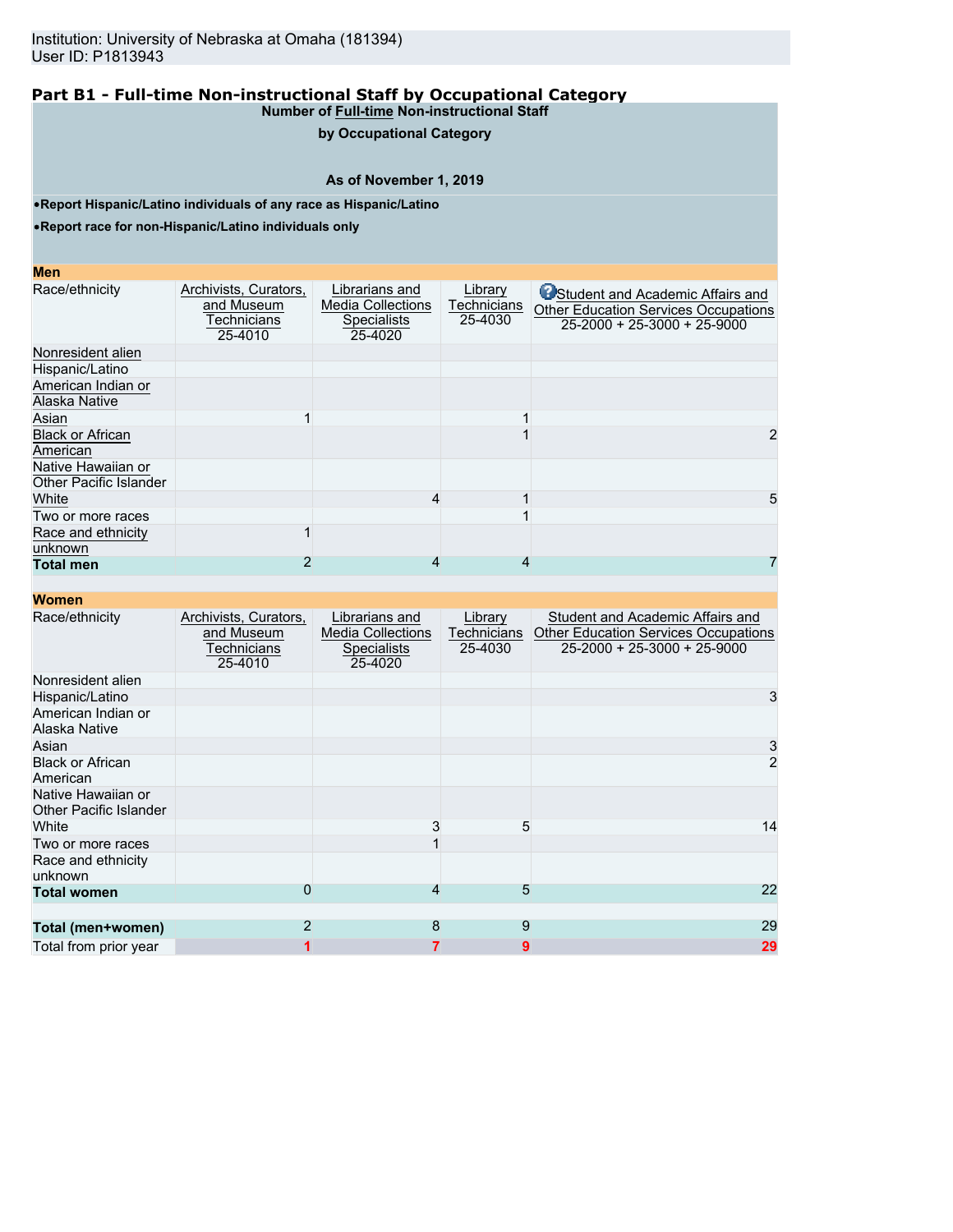Institution: University of Nebraska at Omaha (181394)
User ID: P1813943

## Part B1 - Full-time Non-instructional Staff by Occupational Category

**Number of Full-time Non-instructional Staff**

**by Occupational Category**

**As of November 1, 2019**

- **Report Hispanic/Latino individuals of any race as Hispanic/Latino**
- **Report race for non-Hispanic/Latino individuals only**

**Men**

| Race/ethnicity | Archivists, Curators, and Museum Technicians 25-4010 | Librarians and Media Collections Specialists 25-4020 | Library Technicians 25-4030 | Student and Academic Affairs and Other Education Services Occupations 25-2000 + 25-3000 + 25-9000 |
|---|---|---|---|---|
| Nonresident alien | | | | |
| Hispanic/Latino | | | | |
| American Indian or Alaska Native | | | | |
| Asian | 1 | | 1 | |
| Black or African American | | | 1 | 2 |
| Native Hawaiian or Other Pacific Islander | | | | |
| White | | 4 | 1 | 5 |
| Two or more races | | | 1 | |
| Race and ethnicity unknown | 1 | | | |
| **Total men** | 2 | 4 | 4 | 7 |

**Women**

| Race/ethnicity | Archivists, Curators, and Museum Technicians 25-4010 | Librarians and Media Collections Specialists 25-4020 | Library Technicians 25-4030 | Student and Academic Affairs and Other Education Services Occupations 25-2000 + 25-3000 + 25-9000 |
|---|---|---|---|---|
| Nonresident alien | | | | |
| Hispanic/Latino | | | | 3 |
| American Indian or Alaska Native | | | | |
| Asian | | | | 3 |
| Black or African American | | | | 2 |
| Native Hawaiian or Other Pacific Islander | | | | |
| White | | 3 | 5 | 14 |
| Two or more races | | 1 | | |
| Race and ethnicity unknown | | | | |
| **Total women** | 0 | 4 | 5 | 22 |
| | | | | |
| **Total (men+women)** | 2 | 8 | 9 | 29 |
| Total from prior year | 1 | 7 | 9 | 29 |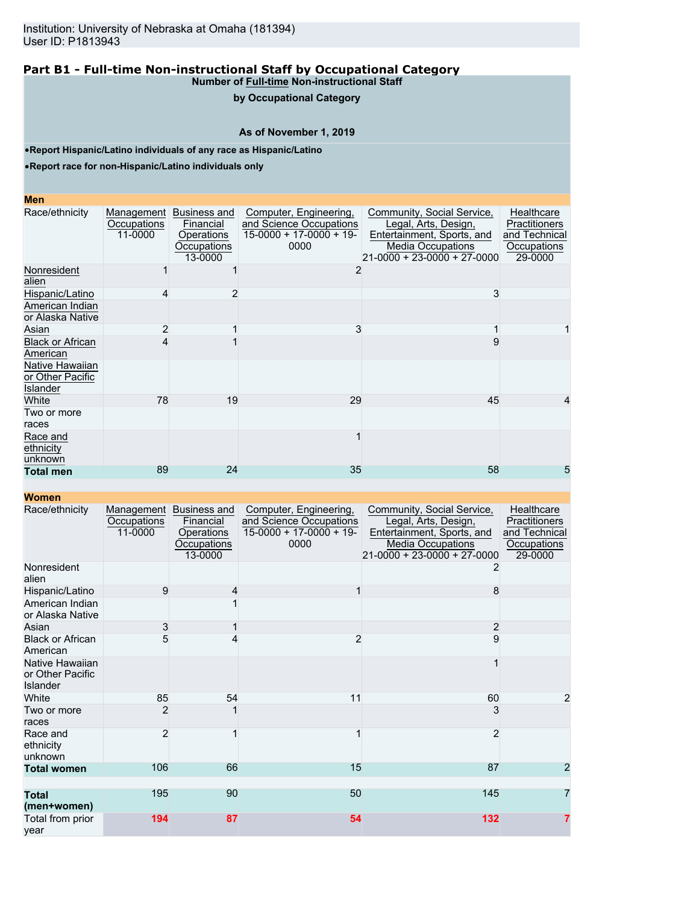Institution: University of Nebraska at Omaha (181394)
User ID: P1813943

## Part B1 - Full-time Non-instructional Staff by Occupational Category

**Number of Full-time Non-instructional Staff by Occupational Category**

**As of November 1, 2019**

- **Report Hispanic/Latino individuals of any race as Hispanic/Latino**
- **Report race for non-Hispanic/Latino individuals only**

**Men**

| Race/ethnicity | Management Occupations 11-0000 | Business and Financial Operations Occupations 13-0000 | Computer, Engineering, and Science Occupations 15-0000 + 17-0000 + 19-0000 | Community, Social Service, Legal, Arts, Design, Entertainment, Sports, and Media Occupations 21-0000 + 23-0000 + 27-0000 | Healthcare Practitioners and Technical Occupations 29-0000 |
|---|---|---|---|---|---|
| Nonresident alien | 1 | 1 | 2 | | |
| Hispanic/Latino | 4 | 2 | | 3 | |
| American Indian or Alaska Native | | | | | |
| Asian | 2 | 1 | 3 | 1 | 1 |
| Black or African American | 4 | 1 | | 9 | |
| Native Hawaiian or Other Pacific Islander | | | | | |
| White | 78 | 19 | 29 | 45 | 4 |
| Two or more races | | | | | |
| Race and ethnicity unknown | | | 1 | | |
| **Total men** | 89 | 24 | 35 | 58 | 5 |

**Women**

| Race/ethnicity | Management Occupations 11-0000 | Business and Financial Operations Occupations 13-0000 | Computer, Engineering, and Science Occupations 15-0000 + 17-0000 + 19-0000 | Community, Social Service, Legal, Arts, Design, Entertainment, Sports, and Media Occupations 21-0000 + 23-0000 + 27-0000 | Healthcare Practitioners and Technical Occupations 29-0000 |
|---|---|---|---|---|---|
| Nonresident alien | | | | 2 | |
| Hispanic/Latino | 9 | 4 | 1 | 8 | |
| American Indian or Alaska Native | | 1 | | | |
| Asian | 3 | 1 | | 2 | |
| Black or African American | 5 | 4 | 2 | 9 | |
| Native Hawaiian or Other Pacific Islander | | | | 1 | |
| White | 85 | 54 | 11 | 60 | 2 |
| Two or more races | 2 | 1 | | 3 | |
| Race and ethnicity unknown | 2 | 1 | 1 | 2 | |
| **Total women** | 106 | 66 | 15 | 87 | 2 |
| | | | | | |
| **Total (men+women)** | 195 | 90 | 50 | 145 | 7 |
| Total from prior year | **194** | **87** | **54** | **132** | **7** |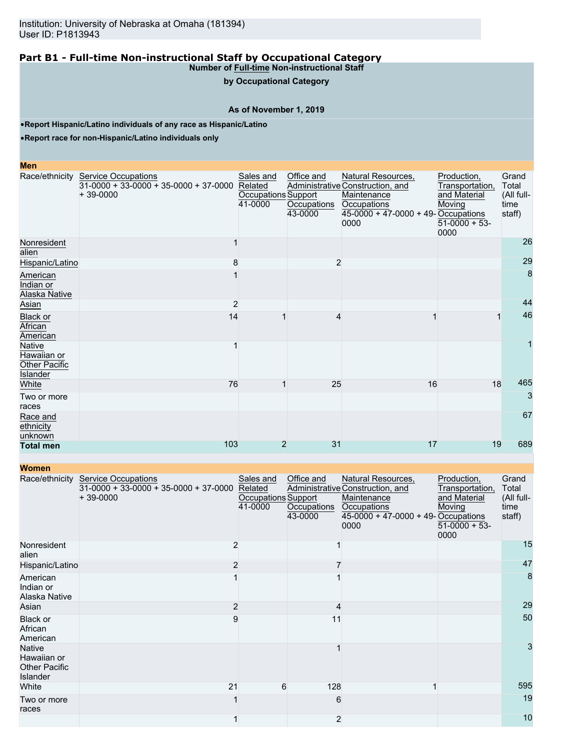Institution: University of Nebraska at Omaha (181394)
User ID: P1813943

## Part B1 - Full-time Non-instructional Staff by Occupational Category

**Number of Full-time Non-instructional Staff**

**by Occupational Category**

**As of November 1, 2019**

- **Report Hispanic/Latino individuals of any race as Hispanic/Latino**
- **Report race for non-Hispanic/Latino individuals only**

**Men**

| Race/ethnicity | Service Occupations 31-0000 + 33-0000 + 35-0000 + 37-0000 + 39-0000 | Sales and Related Occupations 41-0000 | Office and Administrative Support Occupations 43-0000 | Natural Resources, Construction, and Maintenance Occupations 45-0000 + 47-0000 + 49-0000 | Production, Transportation, and Material Moving Occupations 51-0000 + 53-0000 | Grand Total (All full-time staff) |
|---|---|---|---|---|---|---|
| Nonresident alien | 1 | | | | | 26 |
| Hispanic/Latino | 8 | | 2 | | | 29 |
| American Indian or Alaska Native | 1 | | | | | 8 |
| Asian | 2 | | | | | 44 |
| Black or African American | 14 | 1 | 4 | 1 | 1 | 46 |
| Native Hawaiian or Other Pacific Islander | 1 | | | | | 1 |
| White | 76 | 1 | 25 | 16 | 18 | 465 |
| Two or more races | | | | | | 3 |
| Race and ethnicity unknown | | | | | | 67 |
| **Total men** | 103 | 2 | 31 | 17 | 19 | 689 |

**Women**

| Race/ethnicity | Service Occupations 31-0000 + 33-0000 + 35-0000 + 37-0000 + 39-0000 | Sales and Related Occupations 41-0000 | Office and Administrative Support Occupations 43-0000 | Natural Resources, Construction, and Maintenance Occupations 45-0000 + 47-0000 + 49-0000 | Production, Transportation, and Material Moving Occupations 51-0000 + 53-0000 | Grand Total (All full-time staff) |
|---|---|---|---|---|---|---|
| Nonresident alien | 2 | | 1 | | | 15 |
| Hispanic/Latino | 2 | | 7 | | | 47 |
| American Indian or Alaska Native | 1 | | 1 | | | 8 |
| Asian | 2 | | 4 | | | 29 |
| Black or African American | 9 | | 11 | | | 50 |
| Native Hawaiian or Other Pacific Islander | | | 1 | | | 3 |
| White | 21 | 6 | 128 | 1 | | 595 |
| Two or more races | 1 | | 6 | | | 19 |
| | 1 | | 2 | | | 10 |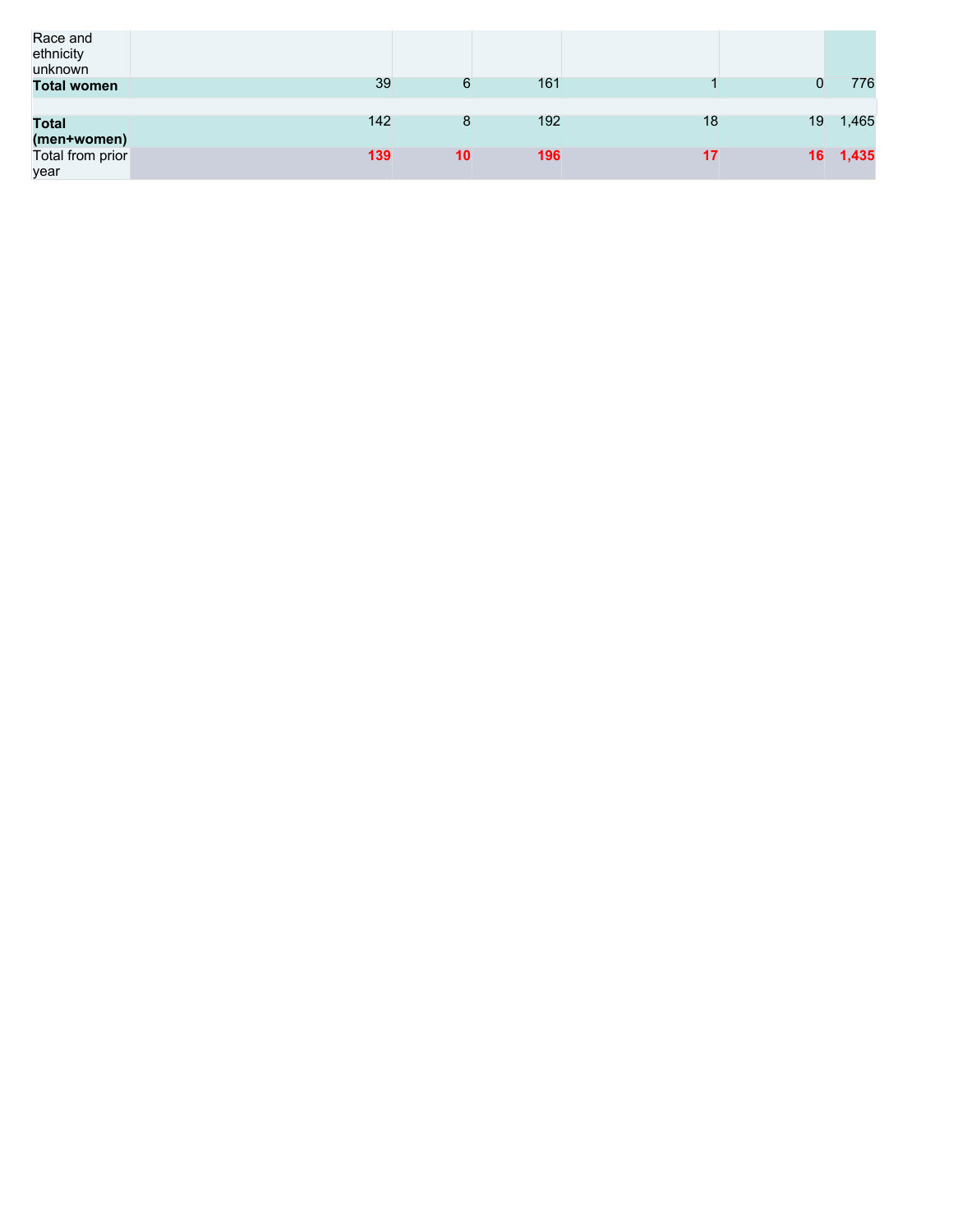| | | | | | | |
|---|---|---|---|---|---|---|
| Race and ethnicity unknown | | | | | | |
| **Total women** | 39 | 6 | 161 | 1 | 0 | 776 |
| | | | | | | |
| **Total (men+women)** | 142 | 8 | 192 | 18 | 19 | 1,465 |
| Total from prior year | **139** | **10** | **196** | **17** | **16** | **1,435** |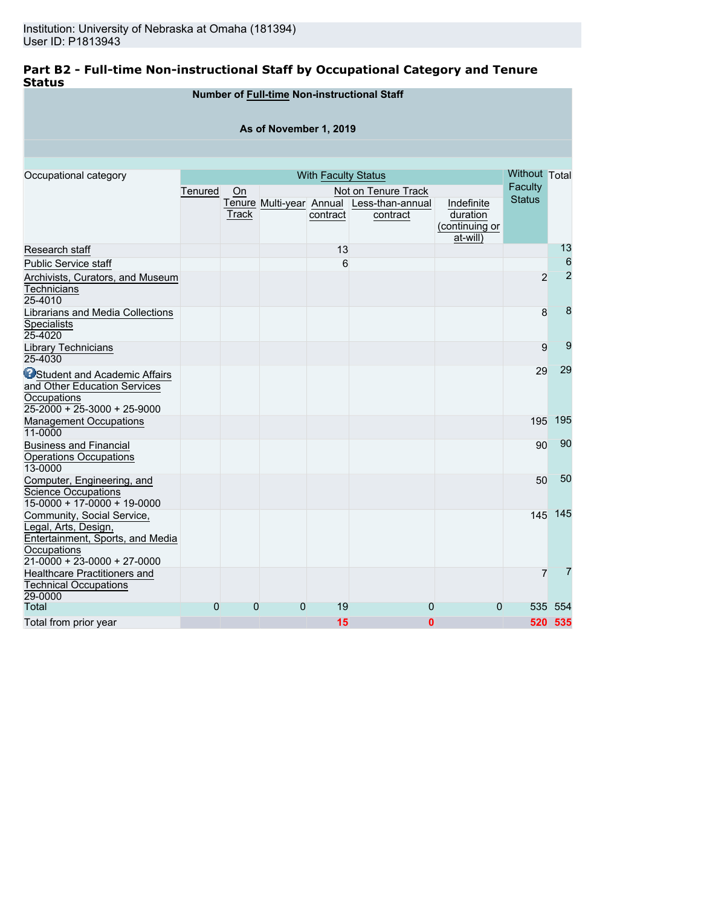Institution: University of Nebraska at Omaha (181394)
User ID: P1813943

## Part B2 - Full-time Non-instructional Staff by Occupational Category and Tenure Status

**Number of Full-time Non-instructional Staff**

**As of November 1, 2019**

| Occupational category | With Faculty Status | | | | | | Without Faculty Status | Total |
|---|---|---|---|---|---|---|---|---|
| | Tenured | On Tenure Track | Not on Tenure Track | | | | | |
| | | | Multi-year | Annual contract | Less-than-annual contract | Indefinite duration (continuing or at-will) | | |
| Research staff | | | | 13 | | | | 13 |
| Public Service staff | | | | 6 | | | | 6 |
| Archivists, Curators, and Museum Technicians 25-4010 | | | | | | | 2 | 2 |
| Librarians and Media Collections Specialists 25-4020 | | | | | | | 8 | 8 |
| Library Technicians 25-4030 | | | | | | | 9 | 9 |
| Student and Academic Affairs and Other Education Services Occupations 25-2000 + 25-3000 + 25-9000 | | | | | | | 29 | 29 |
| Management Occupations 11-0000 | | | | | | | 195 | 195 |
| Business and Financial Operations Occupations 13-0000 | | | | | | | 90 | 90 |
| Computer, Engineering, and Science Occupations 15-0000 + 17-0000 + 19-0000 | | | | | | | 50 | 50 |
| Community, Social Service, Legal, Arts, Design, Entertainment, Sports, and Media Occupations 21-0000 + 23-0000 + 27-0000 | | | | | | | 145 | 145 |
| Healthcare Practitioners and Technical Occupations 29-0000 | | | | | | | 7 | 7 |
| Total | 0 | 0 | 0 | 19 | 0 | 0 | 535 | 554 |
| Total from prior year | | | | 15 | 0 | | 520 | 535 |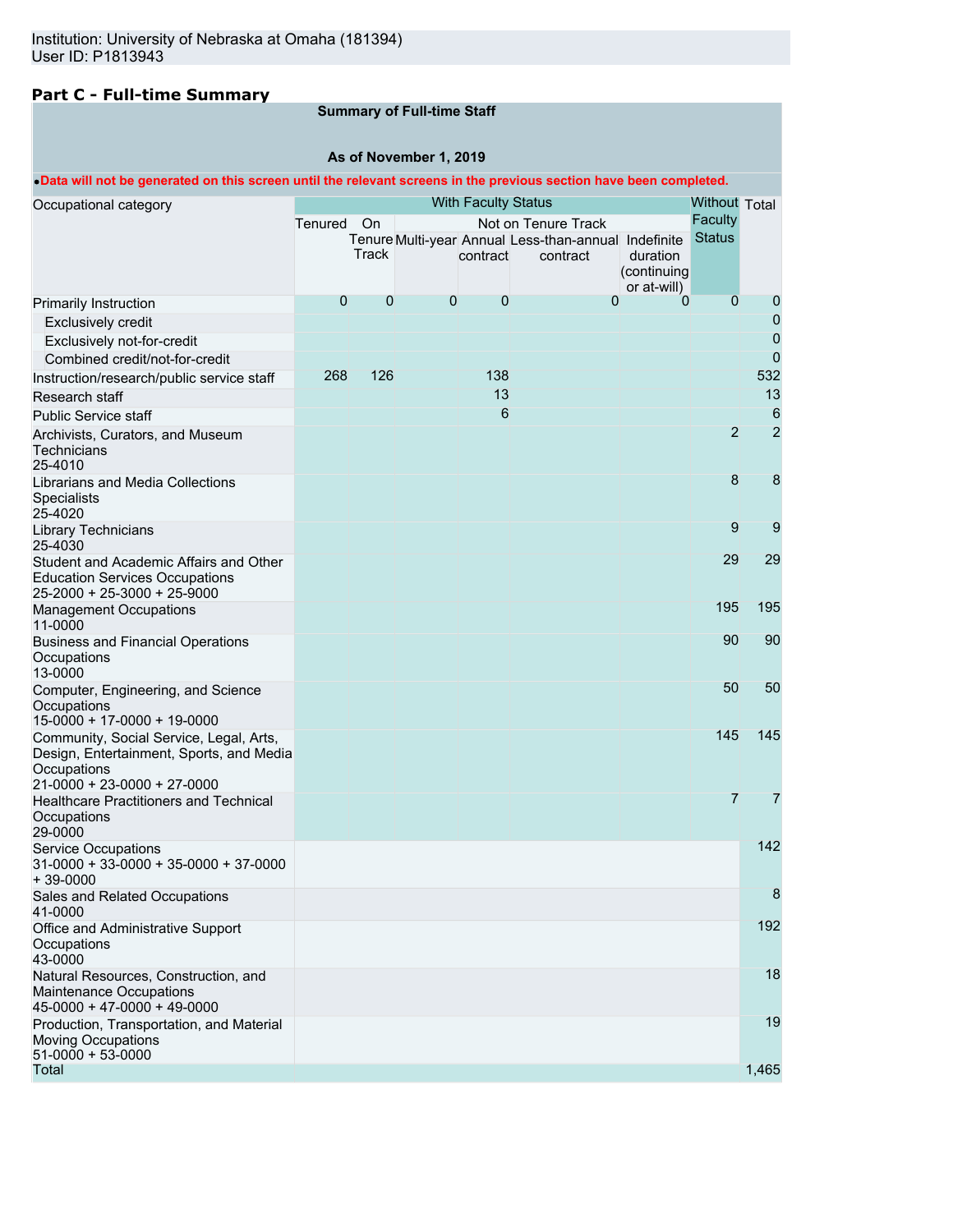Institution: University of Nebraska at Omaha (181394)
User ID: P1813943

## Part C - Full-time Summary

**Summary of Full-time Staff**

**As of November 1, 2019**

•**Data will not be generated on this screen until the relevant screens in the previous section have been completed.**

| Occupational category | With Faculty Status | | | | | | Without Faculty Status | Total |
|---|---|---|---|---|---|---|---|---|
| | Tenured | On Tenure Track | Not on Tenure Track | | | | | |
| | | | Multi-year | Annual contract | Less-than-annual contract | Indefinite duration (continuing or at-will) | | |
| Primarily Instruction | 0 | 0 | 0 | 0 | 0 | 0 | 0 | 0 |
| Exclusively credit | | | | | | | | 0 |
| Exclusively not-for-credit | | | | | | | | 0 |
| Combined credit/not-for-credit | | | | | | | | 0 |
| Instruction/research/public service staff | 268 | 126 | | 138 | | | | 532 |
| Research staff | | | | 13 | | | | 13 |
| Public Service staff | | | | 6 | | | | 6 |
| Archivists, Curators, and Museum Technicians 25-4010 | | | | | | | 2 | 2 |
| Librarians and Media Collections Specialists 25-4020 | | | | | | | 8 | 8 |
| Library Technicians 25-4030 | | | | | | | 9 | 9 |
| Student and Academic Affairs and Other Education Services Occupations 25-2000 + 25-3000 + 25-9000 | | | | | | | 29 | 29 |
| Management Occupations 11-0000 | | | | | | | 195 | 195 |
| Business and Financial Operations Occupations 13-0000 | | | | | | | 90 | 90 |
| Computer, Engineering, and Science Occupations 15-0000 + 17-0000 + 19-0000 | | | | | | | 50 | 50 |
| Community, Social Service, Legal, Arts, Design, Entertainment, Sports, and Media Occupations 21-0000 + 23-0000 + 27-0000 | | | | | | | 145 | 145 |
| Healthcare Practitioners and Technical Occupations 29-0000 | | | | | | | 7 | 7 |
| Service Occupations 31-0000 + 33-0000 + 35-0000 + 37-0000 + 39-0000 | | | | | | | | 142 |
| Sales and Related Occupations 41-0000 | | | | | | | | 8 |
| Office and Administrative Support Occupations 43-0000 | | | | | | | | 192 |
| Natural Resources, Construction, and Maintenance Occupations 45-0000 + 47-0000 + 49-0000 | | | | | | | | 18 |
| Production, Transportation, and Material Moving Occupations 51-0000 + 53-0000 | | | | | | | | 19 |
| Total | | | | | | | | 1,465 |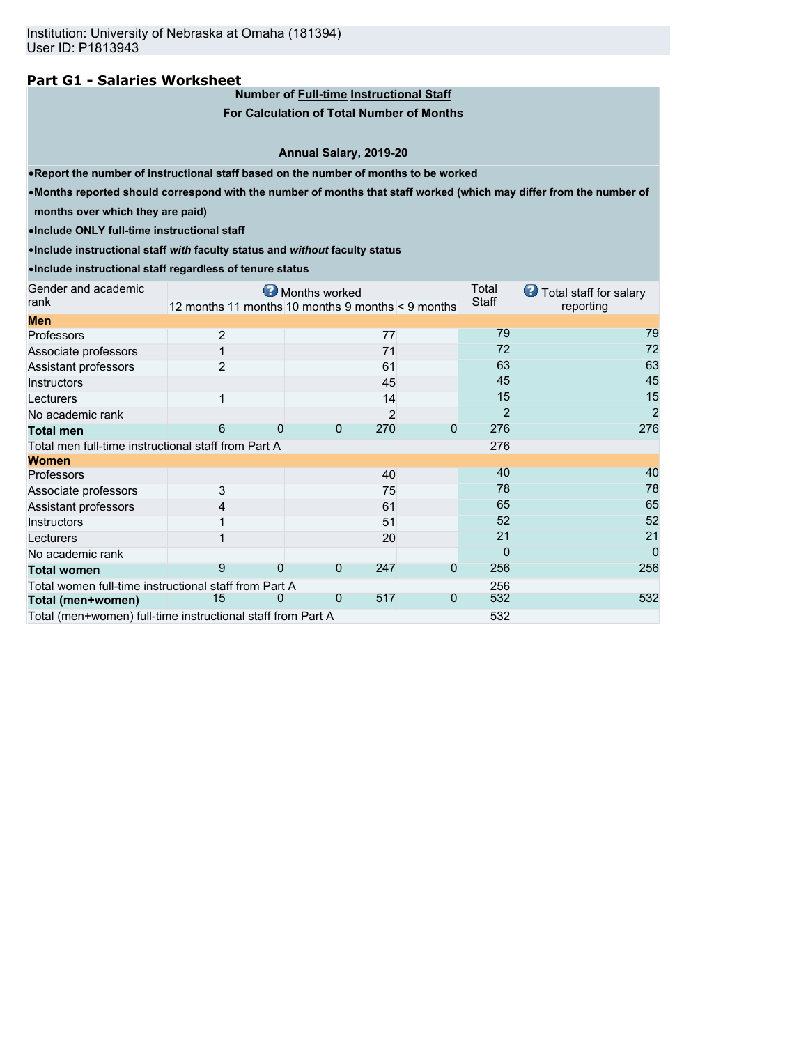Institution: University of Nebraska at Omaha (181394)
User ID: P1813943

## Part G1 - Salaries Worksheet

**Number of Full-time Instructional Staff**

**For Calculation of Total Number of Months**

**Annual Salary, 2019-20**

- **Report the number of instructional staff based on the number of months to be worked**
- **Months reported should correspond with the number of months that staff worked (which may differ from the number of months over which they are paid)**
- **Include ONLY full-time instructional staff**
- **Include instructional staff *with* faculty status and *without* faculty status**
- **Include instructional staff regardless of tenure status**

| Gender and academic rank | Months worked | | | | | Total Staff | Total staff for salary reporting |
|---|---|---|---|---|---|---|---|
| | 12 months | 11 months | 10 months | 9 months | < 9 months | | |
| **Men** | | | | | | | |
| Professors | 2 | | | 77 | | 79 | 79 |
| Associate professors | 1 | | | 71 | | 72 | 72 |
| Assistant professors | 2 | | | 61 | | 63 | 63 |
| Instructors | | | | 45 | | 45 | 45 |
| Lecturers | 1 | | | 14 | | 15 | 15 |
| No academic rank | | | | 2 | | 2 | 2 |
| **Total men** | 6 | 0 | 0 | 270 | 0 | 276 | 276 |
| Total men full-time instructional staff from Part A | | | | | | 276 | |
| **Women** | | | | | | | |
| Professors | | | | 40 | | 40 | 40 |
| Associate professors | 3 | | | 75 | | 78 | 78 |
| Assistant professors | 4 | | | 61 | | 65 | 65 |
| Instructors | 1 | | | 51 | | 52 | 52 |
| Lecturers | 1 | | | 20 | | 21 | 21 |
| No academic rank | | | | | | 0 | 0 |
| **Total women** | 9 | 0 | 0 | 247 | 0 | 256 | 256 |
| Total women full-time instructional staff from Part A | | | | | | 256 | |
| **Total (men+women)** | 15 | 0 | 0 | 517 | 0 | 532 | 532 |
| Total (men+women) full-time instructional staff from Part A | | | | | | 532 | |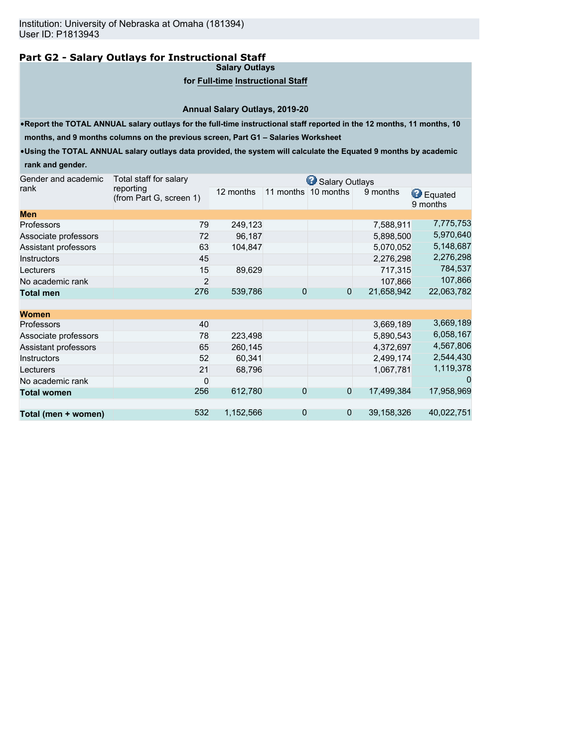Institution: University of Nebraska at Omaha (181394)
User ID: P1813943

## Part G2 - Salary Outlays for Instructional Staff

**Salary Outlays**

**for Full-time Instructional Staff**

**Annual Salary Outlays, 2019-20**

- **Report the TOTAL ANNUAL salary outlays for the full-time instructional staff reported in the 12 months, 11 months, 10 months, and 9 months columns on the previous screen, Part G1 – Salaries Worksheet**
- **Using the TOTAL ANNUAL salary outlays data provided, the system will calculate the Equated 9 months by academic rank and gender.**

| Gender and academic rank | Total staff for salary reporting (from Part G, screen 1) | Salary Outlays | | | | |
|---|---|---|---|---|---|---|
| | | 12 months | 11 months | 10 months | 9 months | Equated 9 months |
| **Men** | | | | | | |
| Professors | 79 | 249,123 | | | 7,588,911 | 7,775,753 |
| Associate professors | 72 | 96,187 | | | 5,898,500 | 5,970,640 |
| Assistant professors | 63 | 104,847 | | | 5,070,052 | 5,148,687 |
| Instructors | 45 | | | | 2,276,298 | 2,276,298 |
| Lecturers | 15 | 89,629 | | | 717,315 | 784,537 |
| No academic rank | 2 | | | | 107,866 | 107,866 |
| **Total men** | 276 | 539,786 | 0 | 0 | 21,658,942 | 22,063,782 |
| **Women** | | | | | | |
| Professors | 40 | | | | 3,669,189 | 3,669,189 |
| Associate professors | 78 | 223,498 | | | 5,890,543 | 6,058,167 |
| Assistant professors | 65 | 260,145 | | | 4,372,697 | 4,567,806 |
| Instructors | 52 | 60,341 | | | 2,499,174 | 2,544,430 |
| Lecturers | 21 | 68,796 | | | 1,067,781 | 1,119,378 |
| No academic rank | 0 | | | | | 0 |
| **Total women** | 256 | 612,780 | 0 | 0 | 17,499,384 | 17,958,969 |
| **Total (men + women)** | 532 | 1,152,566 | 0 | 0 | 39,158,326 | 40,022,751 |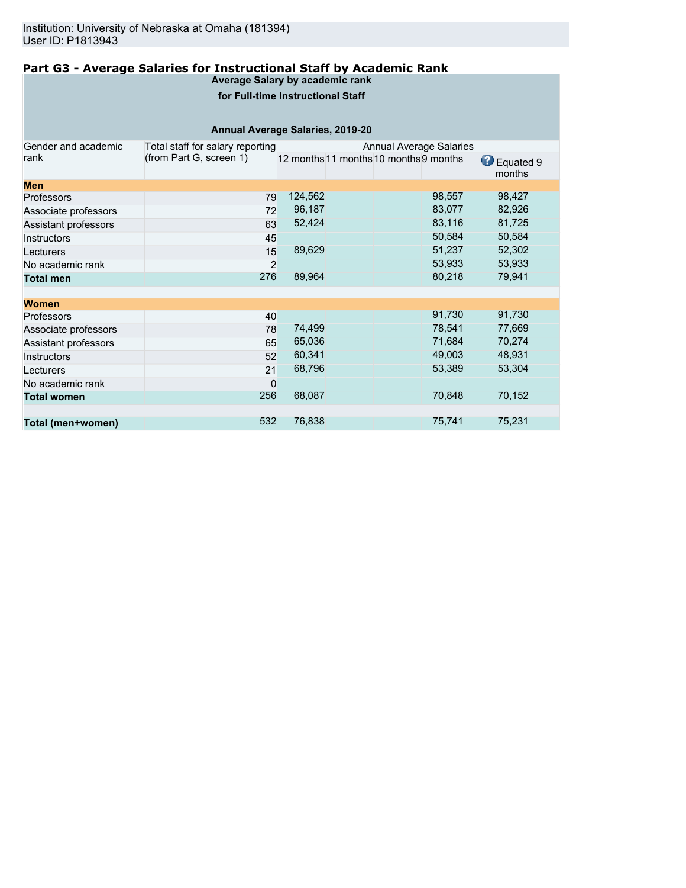Institution: University of Nebraska at Omaha (181394)
User ID: P1813943

## Part G3 - Average Salaries for Instructional Staff by Academic Rank

**Average Salary by academic rank**

**for Full-time Instructional Staff**

**Annual Average Salaries, 2019-20**

| Gender and academic rank | Total staff for salary reporting (from Part G, screen 1) | Annual Average Salaries | | | | |
|---|---|---|---|---|---|---|
| | | 12 months | 11 months | 10 months | 9 months | Equated 9 months |
| **Men** | | | | | | |
| Professors | 79 | 124,562 | | | 98,557 | 98,427 |
| Associate professors | 72 | 96,187 | | | 83,077 | 82,926 |
| Assistant professors | 63 | 52,424 | | | 83,116 | 81,725 |
| Instructors | 45 | | | | 50,584 | 50,584 |
| Lecturers | 15 | 89,629 | | | 51,237 | 52,302 |
| No academic rank | 2 | | | | 53,933 | 53,933 |
| **Total men** | 276 | 89,964 | | | 80,218 | 79,941 |
| **Women** | | | | | | |
| Professors | 40 | | | | 91,730 | 91,730 |
| Associate professors | 78 | 74,499 | | | 78,541 | 77,669 |
| Assistant professors | 65 | 65,036 | | | 71,684 | 70,274 |
| Instructors | 52 | 60,341 | | | 49,003 | 48,931 |
| Lecturers | 21 | 68,796 | | | 53,389 | 53,304 |
| No academic rank | 0 | | | | | |
| **Total women** | 256 | 68,087 | | | 70,848 | 70,152 |
| **Total (men+women)** | 532 | 76,838 | | | 75,741 | 75,231 |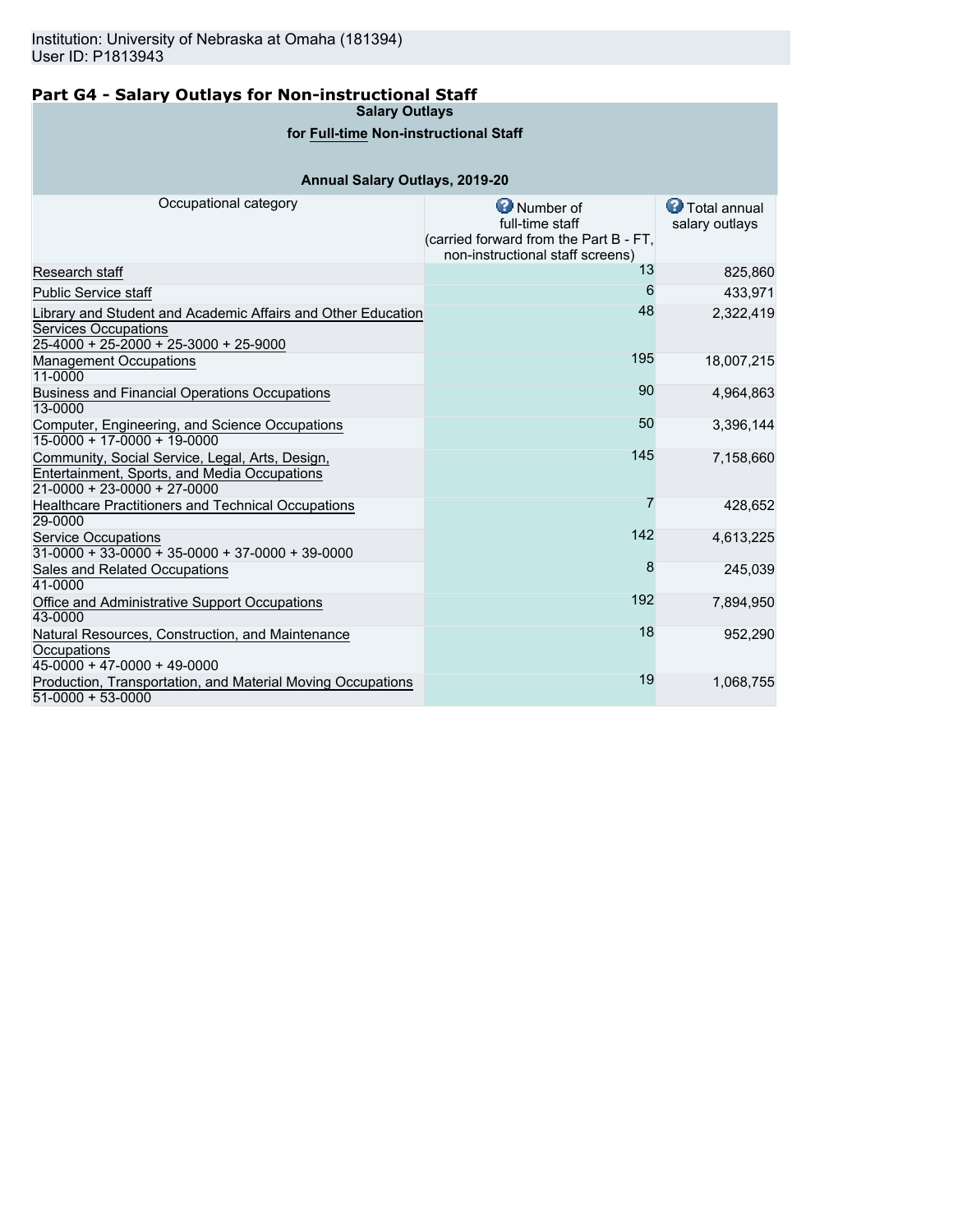Institution: University of Nebraska at Omaha (181394)
User ID: P1813943

## Part G4 - Salary Outlays for Non-instructional Staff

**Salary Outlays**

**for Full-time Non-instructional Staff**

**Annual Salary Outlays, 2019-20**

| Occupational category | Number of full-time staff (carried forward from the Part B - FT, non-instructional staff screens) | Total annual salary outlays |
|---|---|---|
| Research staff | 13 | 825,860 |
| Public Service staff | 6 | 433,971 |
| Library and Student and Academic Affairs and Other Education Services Occupations 25-4000 + 25-2000 + 25-3000 + 25-9000 | 48 | 2,322,419 |
| Management Occupations 11-0000 | 195 | 18,007,215 |
| Business and Financial Operations Occupations 13-0000 | 90 | 4,964,863 |
| Computer, Engineering, and Science Occupations 15-0000 + 17-0000 + 19-0000 | 50 | 3,396,144 |
| Community, Social Service, Legal, Arts, Design, Entertainment, Sports, and Media Occupations 21-0000 + 23-0000 + 27-0000 | 145 | 7,158,660 |
| Healthcare Practitioners and Technical Occupations 29-0000 | 7 | 428,652 |
| Service Occupations 31-0000 + 33-0000 + 35-0000 + 37-0000 + 39-0000 | 142 | 4,613,225 |
| Sales and Related Occupations 41-0000 | 8 | 245,039 |
| Office and Administrative Support Occupations 43-0000 | 192 | 7,894,950 |
| Natural Resources, Construction, and Maintenance Occupations 45-0000 + 47-0000 + 49-0000 | 18 | 952,290 |
| Production, Transportation, and Material Moving Occupations 51-0000 + 53-0000 | 19 | 1,068,755 |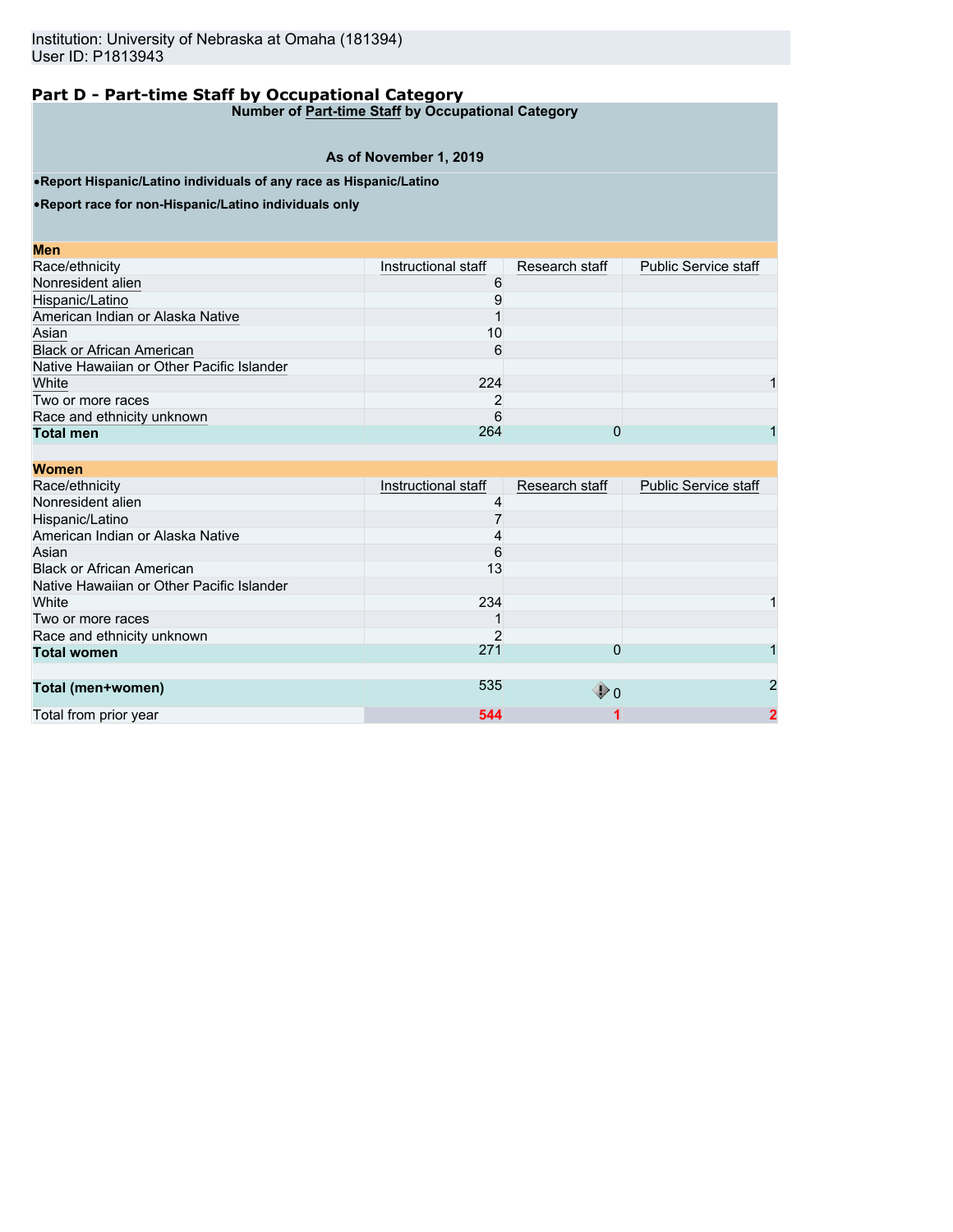Institution: University of Nebraska at Omaha (181394)
User ID: P1813943

## Part D - Part-time Staff by Occupational Category

**Number of Part-time Staff by Occupational Category**

**As of November 1, 2019**

- **Report Hispanic/Latino individuals of any race as Hispanic/Latino**
- **Report race for non-Hispanic/Latino individuals only**

| **Men** | | | |
|---|---|---|---|
| Race/ethnicity | Instructional staff | Research staff | Public Service staff |
| Nonresident alien | 6 | | |
| Hispanic/Latino | 9 | | |
| American Indian or Alaska Native | 1 | | |
| Asian | 10 | | |
| Black or African American | 6 | | |
| Native Hawaiian or Other Pacific Islander | | | |
| White | 224 | | 1 |
| Two or more races | 2 | | |
| Race and ethnicity unknown | 6 | | |
| **Total men** | 264 | 0 | 1 |

| **Women** | | | |
|---|---|---|---|
| Race/ethnicity | Instructional staff | Research staff | Public Service staff |
| Nonresident alien | 4 | | |
| Hispanic/Latino | 7 | | |
| American Indian or Alaska Native | 4 | | |
| Asian | 6 | | |
| Black or African American | 13 | | |
| Native Hawaiian or Other Pacific Islander | | | |
| White | 234 | | 1 |
| Two or more races | 1 | | |
| Race and ethnicity unknown | 2 | | |
| **Total women** | 271 | 0 | 1 |
| | | | |
| **Total (men+women)** | 535 | 0 | 2 |
| Total from prior year | 544 | 1 | 2 |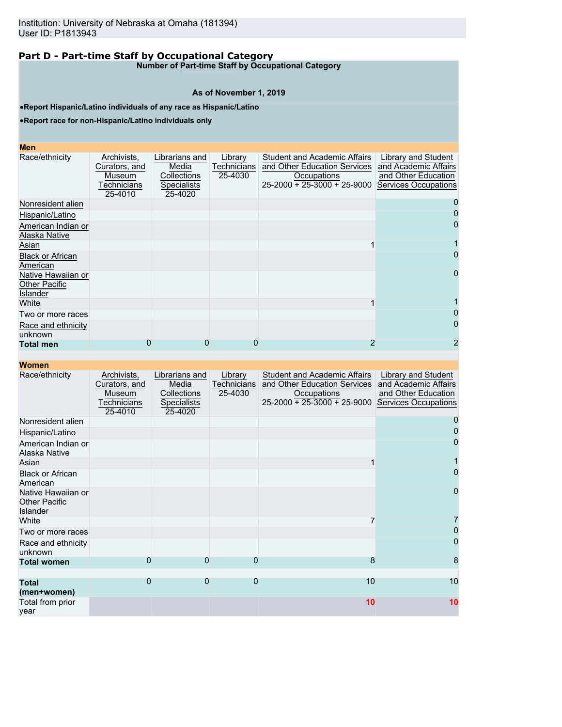Institution: University of Nebraska at Omaha (181394)
User ID: P1813943

## Part D - Part-time Staff by Occupational Category

**Number of Part-time Staff by Occupational Category**

**As of November 1, 2019**

- **Report Hispanic/Latino individuals of any race as Hispanic/Latino**
- **Report race for non-Hispanic/Latino individuals only**

**Men**

| Race/ethnicity | Archivists, Curators, and Museum Technicians 25-4010 | Librarians and Media Collections Specialists 25-4020 | Library Technicians 25-4030 | Student and Academic Affairs and Other Education Services Occupations 25-2000 + 25-3000 + 25-9000 | Library and Student and Academic Affairs and Other Education Services Occupations |
|---|---|---|---|---|---|
| Nonresident alien | | | | | 0 |
| Hispanic/Latino | | | | | 0 |
| American Indian or Alaska Native | | | | | 0 |
| Asian | | | | 1 | 1 |
| Black or African American | | | | | 0 |
| Native Hawaiian or Other Pacific Islander | | | | | 0 |
| White | | | | 1 | 1 |
| Two or more races | | | | | 0 |
| Race and ethnicity unknown | | | | | 0 |
| **Total men** | 0 | 0 | 0 | 2 | 2 |

**Women**

| Race/ethnicity | Archivists, Curators, and Museum Technicians 25-4010 | Librarians and Media Collections Specialists 25-4020 | Library Technicians 25-4030 | Student and Academic Affairs and Other Education Services Occupations 25-2000 + 25-3000 + 25-9000 | Library and Student and Academic Affairs and Other Education Services Occupations |
|---|---|---|---|---|---|
| Nonresident alien | | | | | 0 |
| Hispanic/Latino | | | | | 0 |
| American Indian or Alaska Native | | | | | 0 |
| Asian | | | | 1 | 1 |
| Black or African American | | | | | 0 |
| Native Hawaiian or Other Pacific Islander | | | | | 0 |
| White | | | | 7 | 7 |
| Two or more races | | | | | 0 |
| Race and ethnicity unknown | | | | | 0 |
| **Total women** | 0 | 0 | 0 | 8 | 8 |
| **Total (men+women)** | 0 | 0 | 0 | 10 | 10 |
| Total from prior year | | | | **10** | **10** |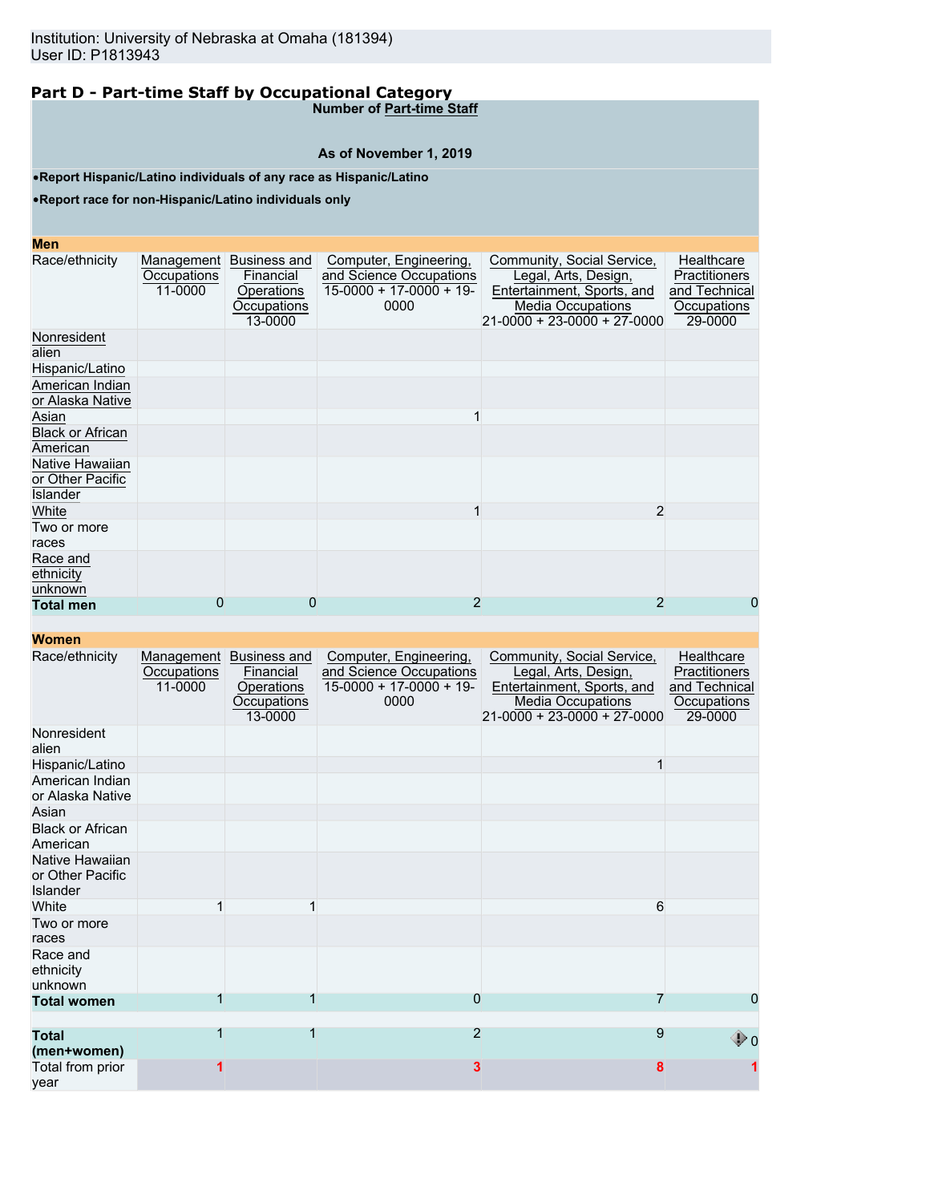Institution: University of Nebraska at Omaha (181394)
User ID: P1813943

## Part D - Part-time Staff by Occupational Category

**Number of Part-time Staff**

**As of November 1, 2019**

- **Report Hispanic/Latino individuals of any race as Hispanic/Latino**
- **Report race for non-Hispanic/Latino individuals only**

**Men**

| Race/ethnicity | Management Occupations 11-0000 | Business and Financial Operations Occupations 13-0000 | Computer, Engineering, and Science Occupations 15-0000 + 17-0000 + 19-0000 | Community, Social Service, Legal, Arts, Design, Entertainment, Sports, and Media Occupations 21-0000 + 23-0000 + 27-0000 | Healthcare Practitioners and Technical Occupations 29-0000 |
|---|---|---|---|---|---|
| Nonresident alien | | | | | |
| Hispanic/Latino | | | | | |
| American Indian or Alaska Native | | | | | |
| Asian | | | 1 | | |
| Black or African American | | | | | |
| Native Hawaiian or Other Pacific Islander | | | | | |
| White | | | 1 | 2 | |
| Two or more races | | | | | |
| Race and ethnicity unknown | | | | | |
| **Total men** | 0 | 0 | 2 | 2 | 0 |

**Women**

| Race/ethnicity | Management Occupations 11-0000 | Business and Financial Operations Occupations 13-0000 | Computer, Engineering, and Science Occupations 15-0000 + 17-0000 + 19-0000 | Community, Social Service, Legal, Arts, Design, Entertainment, Sports, and Media Occupations 21-0000 + 23-0000 + 27-0000 | Healthcare Practitioners and Technical Occupations 29-0000 |
|---|---|---|---|---|---|
| Nonresident alien | | | | | |
| Hispanic/Latino | | | | 1 | |
| American Indian or Alaska Native | | | | | |
| Asian | | | | | |
| Black or African American | | | | | |
| Native Hawaiian or Other Pacific Islander | | | | | |
| White | 1 | 1 | | 6 | |
| Two or more races | | | | | |
| Race and ethnicity unknown | | | | | |
| **Total women** | 1 | 1 | 0 | 7 | 0 |
| **Total (men+women)** | 1 | 1 | 2 | 9 | 0 |
| Total from prior year | 1 | | 3 | 8 | 1 |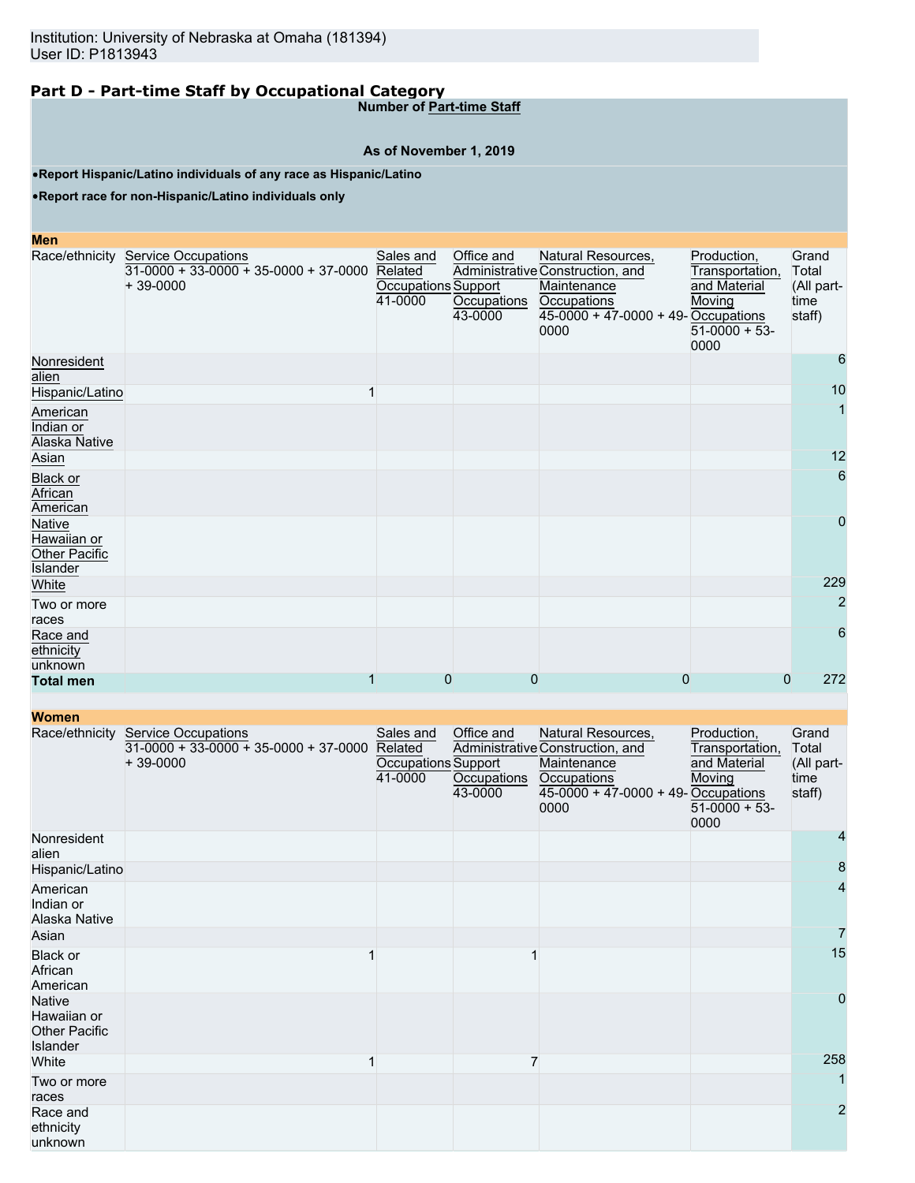Institution: University of Nebraska at Omaha (181394)
User ID: P1813943

## Part D - Part-time Staff by Occupational Category

**Number of Part-time Staff**

**As of November 1, 2019**

- **Report Hispanic/Latino individuals of any race as Hispanic/Latino**
- **Report race for non-Hispanic/Latino individuals only**

**Men**

| Race/ethnicity | Service Occupations 31-0000 + 33-0000 + 35-0000 + 37-0000 + 39-0000 | Sales and Related Occupations 41-0000 | Office and Administrative Support Occupations 43-0000 | Natural Resources, Construction, and Maintenance Occupations 45-0000 + 47-0000 + 49-0000 | Production, Transportation, and Material Moving Occupations 51-0000 + 53-0000 | Grand Total (All part-time staff) |
|---|---|---|---|---|---|---|
| Nonresident alien | | | | | | 6 |
| Hispanic/Latino | 1 | | | | | 10 |
| American Indian or Alaska Native | | | | | | 1 |
| Asian | | | | | | 12 |
| Black or African American | | | | | | 6 |
| Native Hawaiian or Other Pacific Islander | | | | | | 0 |
| White | | | | | | 229 |
| Two or more races | | | | | | 2 |
| Race and ethnicity unknown | | | | | | 6 |
| **Total men** | 1 | 0 | 0 | 0 | 0 | 272 |

**Women**

| Race/ethnicity | Service Occupations 31-0000 + 33-0000 + 35-0000 + 37-0000 + 39-0000 | Sales and Related Occupations 41-0000 | Office and Administrative Support Occupations 43-0000 | Natural Resources, Construction, and Maintenance Occupations 45-0000 + 47-0000 + 49-0000 | Production, Transportation, and Material Moving Occupations 51-0000 + 53-0000 | Grand Total (All part-time staff) |
|---|---|---|---|---|---|---|
| Nonresident alien | | | | | | 4 |
| Hispanic/Latino | | | | | | 8 |
| American Indian or Alaska Native | | | | | | 4 |
| Asian | | | | | | 7 |
| Black or African American | 1 | | 1 | | | 15 |
| Native Hawaiian or Other Pacific Islander | | | | | | 0 |
| White | 1 | | 7 | | | 258 |
| Two or more races | | | | | | 1 |
| Race and ethnicity unknown | | | | | | 2 |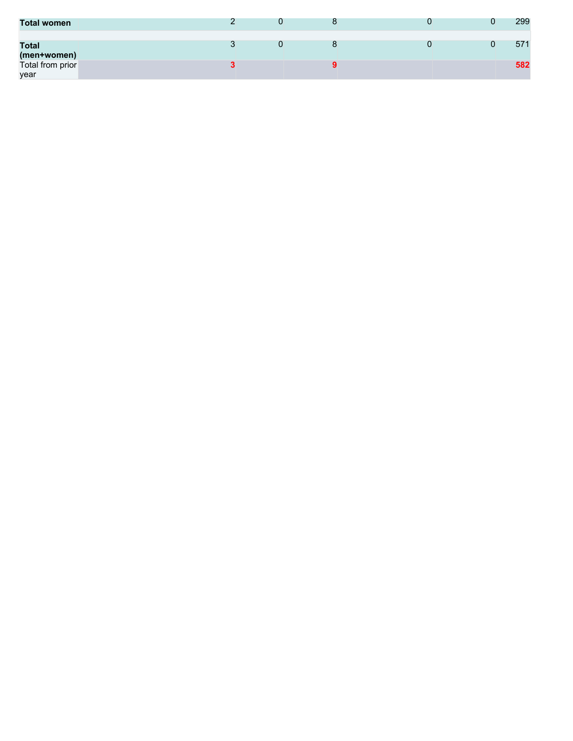| | | | | | | |
|---|---|---|---|---|---|---|
| **Total women** | 2 | 0 | 8 | 0 | 0 | 299 |
| | | | | | | |
| **Total (men+women)** | 3 | 0 | 8 | 0 | 0 | 571 |
| Total from prior year | **3** | | **9** | | | **582** |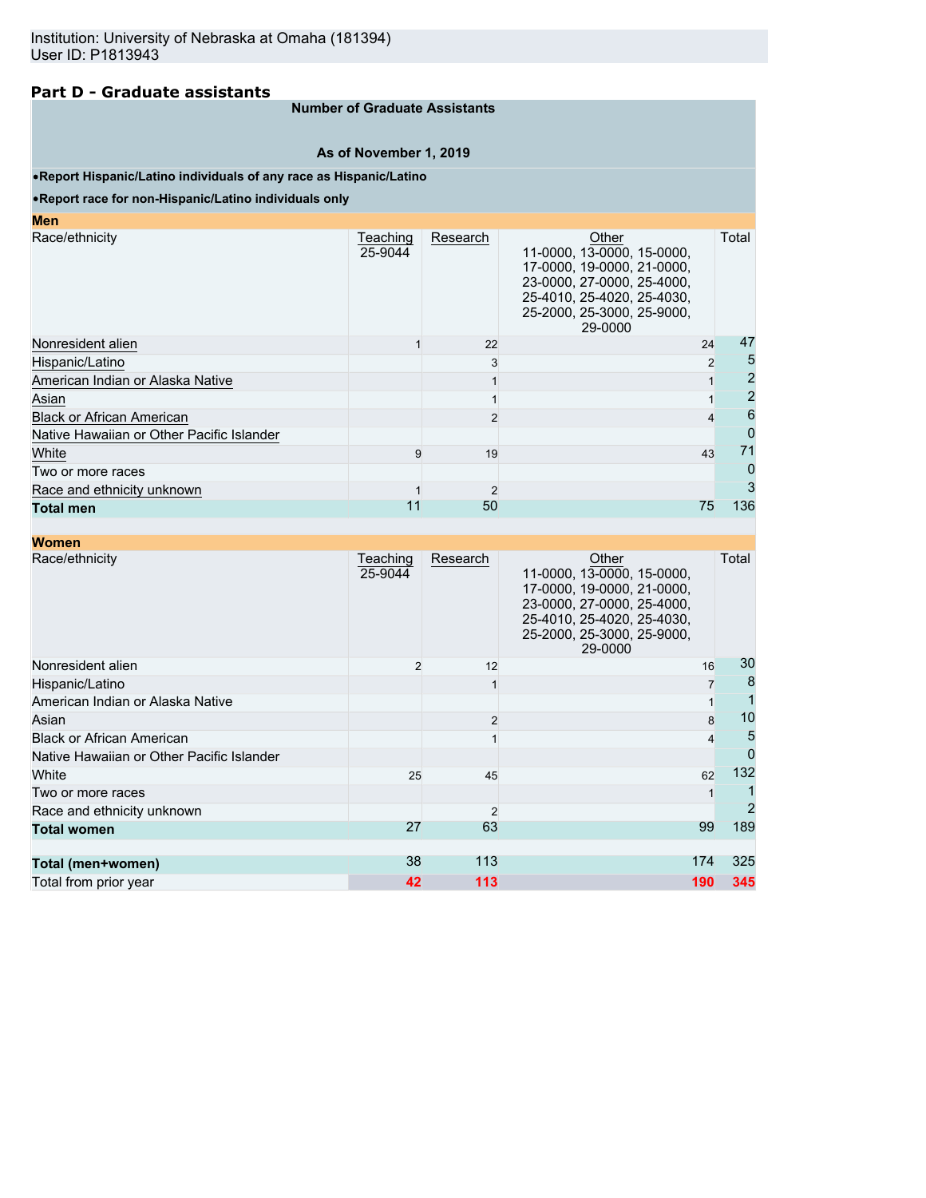Institution: University of Nebraska at Omaha (181394)
User ID: P1813943

## Part D - Graduate assistants

**Number of Graduate Assistants**

**As of November 1, 2019**

- **Report Hispanic/Latino individuals of any race as Hispanic/Latino**
- **Report race for non-Hispanic/Latino individuals only**

**Men**

| Race/ethnicity | Teaching 25-9044 | Research | Other 11-0000, 13-0000, 15-0000, 17-0000, 19-0000, 21-0000, 23-0000, 27-0000, 25-4000, 25-4010, 25-4020, 25-4030, 25-2000, 25-3000, 25-9000, 29-0000 | Total |
|---|---|---|---|---|
| Nonresident alien | 1 | 22 | 24 | 47 |
| Hispanic/Latino | | 3 | 2 | 5 |
| American Indian or Alaska Native | | 1 | 1 | 2 |
| Asian | | 1 | 1 | 2 |
| Black or African American | | 2 | 4 | 6 |
| Native Hawaiian or Other Pacific Islander | | | | 0 |
| White | 9 | 19 | 43 | 71 |
| Two or more races | | | | 0 |
| Race and ethnicity unknown | 1 | 2 | | 3 |
| **Total men** | 11 | 50 | 75 | 136 |

**Women**

| Race/ethnicity | Teaching 25-9044 | Research | Other 11-0000, 13-0000, 15-0000, 17-0000, 19-0000, 21-0000, 23-0000, 27-0000, 25-4000, 25-4010, 25-4020, 25-4030, 25-2000, 25-3000, 25-9000, 29-0000 | Total |
|---|---|---|---|---|
| Nonresident alien | 2 | 12 | 16 | 30 |
| Hispanic/Latino | | 1 | 7 | 8 |
| American Indian or Alaska Native | | | 1 | 1 |
| Asian | | 2 | 8 | 10 |
| Black or African American | | 1 | 4 | 5 |
| Native Hawaiian or Other Pacific Islander | | | | 0 |
| White | 25 | 45 | 62 | 132 |
| Two or more races | | | 1 | 1 |
| Race and ethnicity unknown | | 2 | | 2 |
| **Total women** | 27 | 63 | 99 | 189 |
| | | | | |
| **Total (men+women)** | 38 | 113 | 174 | 325 |
| Total from prior year | 42 | 113 | 190 | 345 |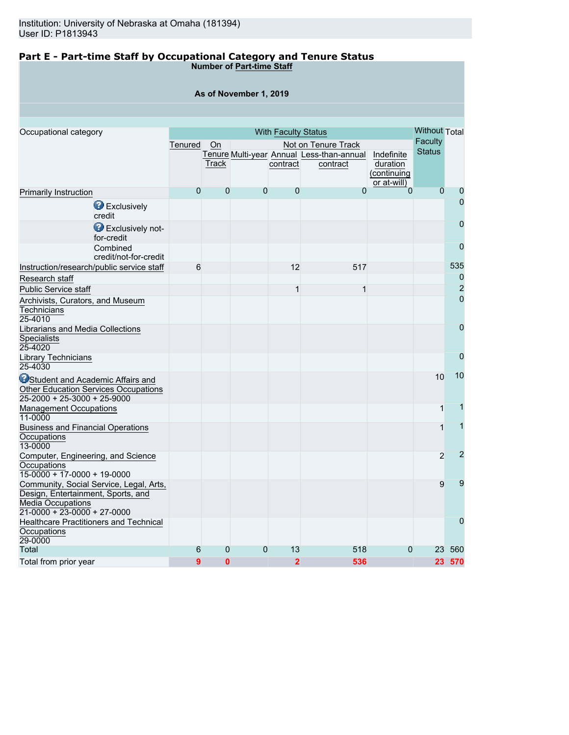Institution: University of Nebraska at Omaha (181394)
User ID: P1813943

## Part E - Part-time Staff by Occupational Category and Tenure Status

**Number of Part-time Staff**

**As of November 1, 2019**

| Occupational category | With Faculty Status | | | | | | Without Faculty Status | Total |
|---|---|---|---|---|---|---|---|---|
| | Tenured | On Tenure Track | Not on Tenure Track | | | | | |
| | | | Multi-year | Annual contract | Less-than-annual contract | Indefinite duration (continuing or at-will) | | |
| Primarily Instruction | 0 | 0 | 0 | 0 | 0 | 0 | 0 | 0 |
| Exclusively credit | | | | | | | | 0 |
| Exclusively not-for-credit | | | | | | | | 0 |
| Combined credit/not-for-credit | | | | | | | | 0 |
| Instruction/research/public service staff | 6 | | | 12 | 517 | | | 535 |
| Research staff | | | | | | | | 0 |
| Public Service staff | | | | 1 | 1 | | | 2 |
| Archivists, Curators, and Museum Technicians 25-4010 | | | | | | | | 0 |
| Librarians and Media Collections Specialists 25-4020 | | | | | | | | 0 |
| Library Technicians 25-4030 | | | | | | | | 0 |
| Student and Academic Affairs and Other Education Services Occupations 25-2000 + 25-3000 + 25-9000 | | | | | | | 10 | 10 |
| Management Occupations 11-0000 | | | | | | | 1 | 1 |
| Business and Financial Operations Occupations 13-0000 | | | | | | | 1 | 1 |
| Computer, Engineering, and Science Occupations 15-0000 + 17-0000 + 19-0000 | | | | | | | 2 | 2 |
| Community, Social Service, Legal, Arts, Design, Entertainment, Sports, and Media Occupations 21-0000 + 23-0000 + 27-0000 | | | | | | | 9 | 9 |
| Healthcare Practitioners and Technical Occupations 29-0000 | | | | | | | | 0 |
| Total | 6 | 0 | 0 | 13 | 518 | 0 | 23 | 560 |
| Total from prior year | **9** | **0** | | **2** | **536** | | **23** | **570** |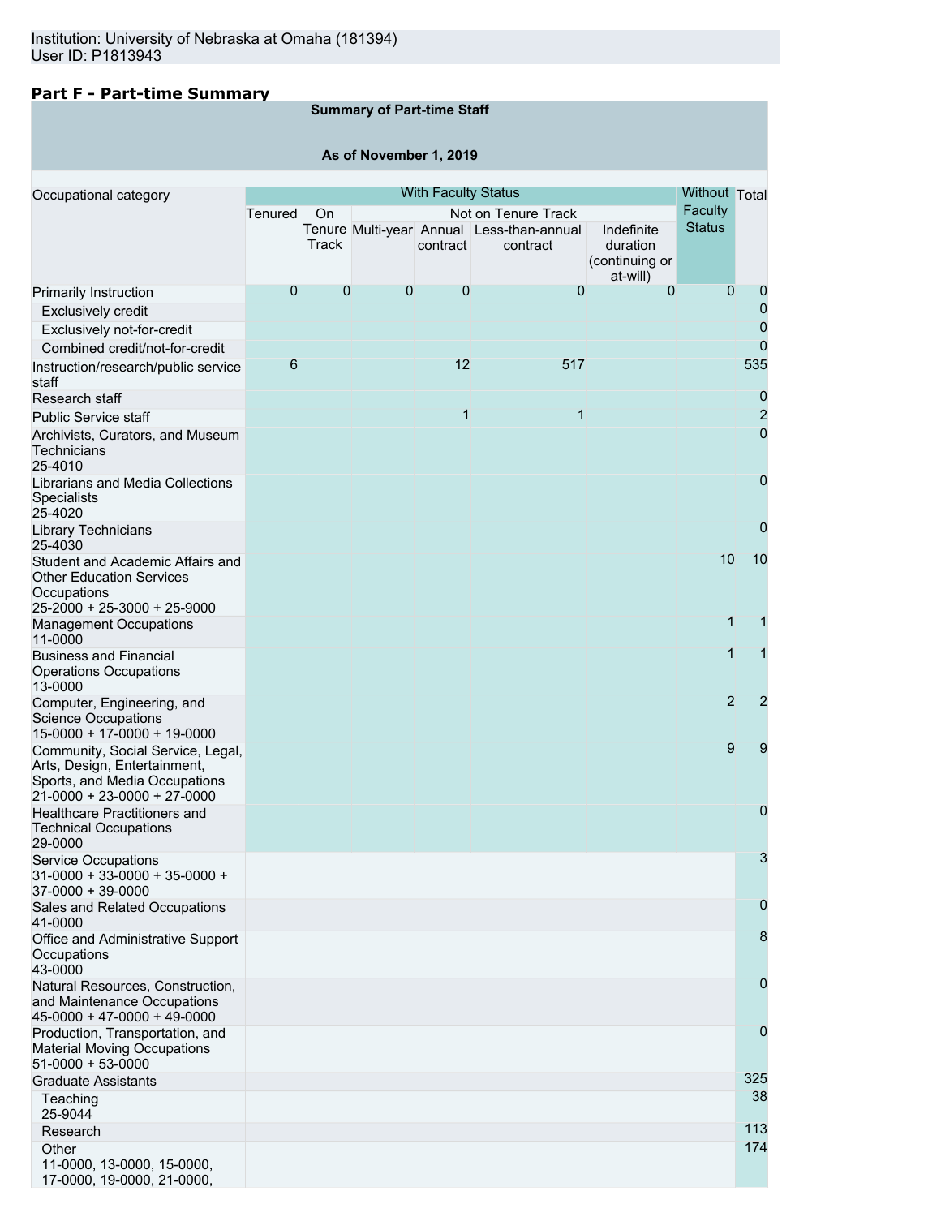Institution: University of Nebraska at Omaha (181394)
User ID: P1813943

## Part F - Part-time Summary

**Summary of Part-time Staff**

**As of November 1, 2019**

| Occupational category | With Faculty Status | | | | | | Without Faculty Status | Total |
|---|---|---|---|---|---|---|---|---|
| | Tenured | On Tenure Track | Not on Tenure Track | | | | | |
| | | | Multi-year | Annual contract | Less-than-annual contract | Indefinite duration (continuing or at-will) | | |
| Primarily Instruction | 0 | 0 | 0 | 0 | 0 | 0 | 0 | 0 |
| Exclusively credit | | | | | | | | 0 |
| Exclusively not-for-credit | | | | | | | | 0 |
| Combined credit/not-for-credit | | | | | | | | 0 |
| Instruction/research/public service staff | 6 | | | 12 | 517 | | | 535 |
| Research staff | | | | | | | | 0 |
| Public Service staff | | | | 1 | 1 | | | 2 |
| Archivists, Curators, and Museum Technicians 25-4010 | | | | | | | | 0 |
| Librarians and Media Collections Specialists 25-4020 | | | | | | | | 0 |
| Library Technicians 25-4030 | | | | | | | | 0 |
| Student and Academic Affairs and Other Education Services Occupations 25-2000 + 25-3000 + 25-9000 | | | | | | | 10 | 10 |
| Management Occupations 11-0000 | | | | | | | 1 | 1 |
| Business and Financial Operations Occupations 13-0000 | | | | | | | 1 | 1 |
| Computer, Engineering, and Science Occupations 15-0000 + 17-0000 + 19-0000 | | | | | | | 2 | 2 |
| Community, Social Service, Legal, Arts, Design, Entertainment, Sports, and Media Occupations 21-0000 + 23-0000 + 27-0000 | | | | | | | 9 | 9 |
| Healthcare Practitioners and Technical Occupations 29-0000 | | | | | | | | 0 |
| Service Occupations 31-0000 + 33-0000 + 35-0000 + 37-0000 + 39-0000 | | | | | | | | 3 |
| Sales and Related Occupations 41-0000 | | | | | | | | 0 |
| Office and Administrative Support Occupations 43-0000 | | | | | | | | 8 |
| Natural Resources, Construction, and Maintenance Occupations 45-0000 + 47-0000 + 49-0000 | | | | | | | | 0 |
| Production, Transportation, and Material Moving Occupations 51-0000 + 53-0000 | | | | | | | | 0 |
| Graduate Assistants | | | | | | | | 325 |
| Teaching 25-9044 | | | | | | | | 38 |
| Research | | | | | | | | 113 |
| Other 11-0000, 13-0000, 15-0000, 17-0000, 19-0000, 21-0000, | | | | | | | | 174 |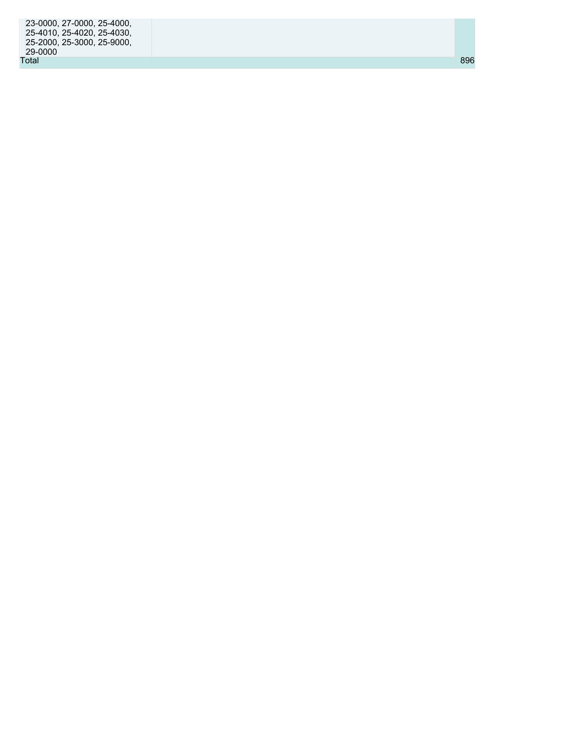| | | |
|---|---|---|
| 23-0000, 27-0000, 25-4000, 25-4010, 25-4020, 25-4030, 25-2000, 25-3000, 25-9000, 29-0000 | | |
| Total | | 896 |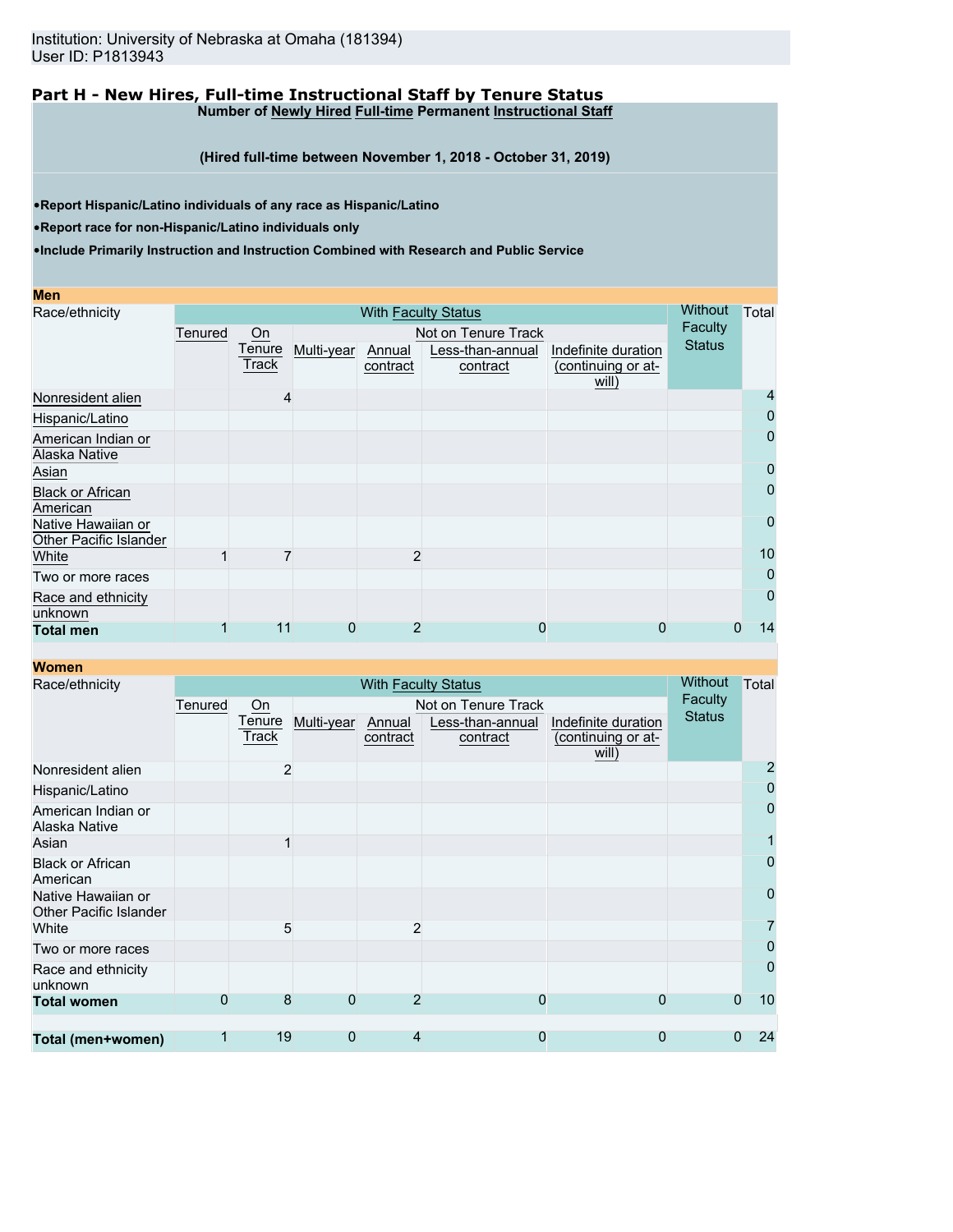Institution: University of Nebraska at Omaha (181394)
User ID: P1813943

## Part H - New Hires, Full-time Instructional Staff by Tenure Status

**Number of Newly Hired Full-time Permanent Instructional Staff**

**(Hired full-time between November 1, 2018 - October 31, 2019)**

- **Report Hispanic/Latino individuals of any race as Hispanic/Latino**
- **Report race for non-Hispanic/Latino individuals only**
- **Include Primarily Instruction and Instruction Combined with Research and Public Service**

**Men**

| Race/ethnicity | With Faculty Status | | | | | | Without Faculty Status | Total |
|---|---|---|---|---|---|---|---|---|
| | Tenured | On Tenure Track | Not on Tenure Track | | | | | |
| | | | Multi-year | Annual contract | Less-than-annual contract | Indefinite duration (continuing or at-will) | | |
| Nonresident alien | | 4 | | | | | | 4 |
| Hispanic/Latino | | | | | | | | 0 |
| American Indian or Alaska Native | | | | | | | | 0 |
| Asian | | | | | | | | 0 |
| Black or African American | | | | | | | | 0 |
| Native Hawaiian or Other Pacific Islander | | | | | | | | 0 |
| White | 1 | 7 | | 2 | | | | 10 |
| Two or more races | | | | | | | | 0 |
| Race and ethnicity unknown | | | | | | | | 0 |
| **Total men** | 1 | 11 | 0 | 2 | 0 | 0 | 0 | 14 |

**Women**

| Race/ethnicity | With Faculty Status | | | | | | Without Faculty Status | Total |
|---|---|---|---|---|---|---|---|---|
| | Tenured | On Tenure Track | Not on Tenure Track | | | | | |
| | | | Multi-year | Annual contract | Less-than-annual contract | Indefinite duration (continuing or at-will) | | |
| Nonresident alien | | 2 | | | | | | 2 |
| Hispanic/Latino | | | | | | | | 0 |
| American Indian or Alaska Native | | | | | | | | 0 |
| Asian | | 1 | | | | | | 1 |
| Black or African American | | | | | | | | 0 |
| Native Hawaiian or Other Pacific Islander | | | | | | | | 0 |
| White | | 5 | | 2 | | | | 7 |
| Two or more races | | | | | | | | 0 |
| Race and ethnicity unknown | | | | | | | | 0 |
| **Total women** | 0 | 8 | 0 | 2 | 0 | 0 | 0 | 10 |
| | | | | | | | | |
| **Total (men+women)** | 1 | 19 | 0 | 4 | 0 | 0 | 0 | 24 |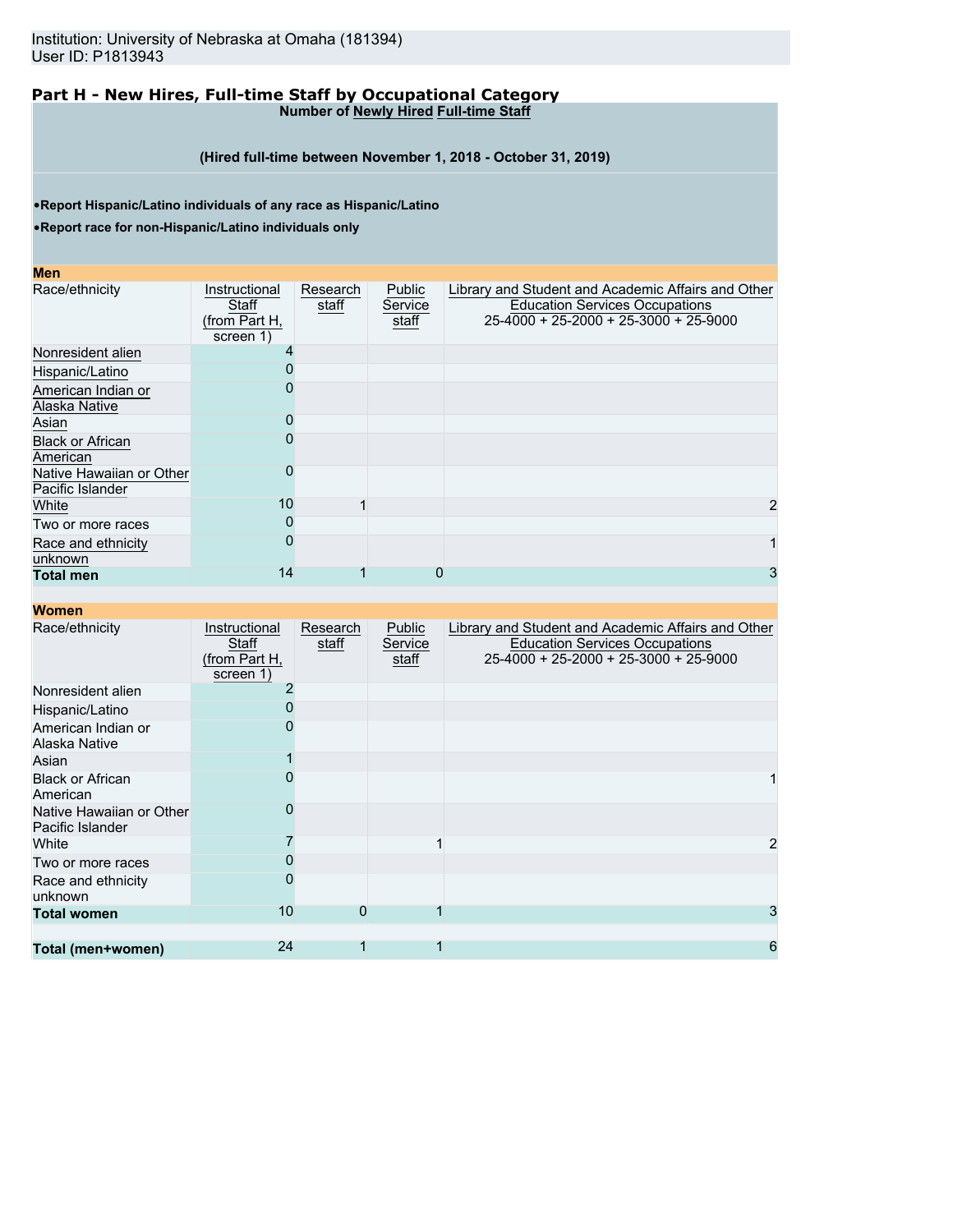Institution: University of Nebraska at Omaha (181394)
User ID: P1813943

## Part H - New Hires, Full-time Staff by Occupational Category

**Number of Newly Hired Full-time Staff**

**(Hired full-time between November 1, 2018 - October 31, 2019)**

- **Report Hispanic/Latino individuals of any race as Hispanic/Latino**
- **Report race for non-Hispanic/Latino individuals only**

**Men**

| Race/ethnicity | Instructional Staff (from Part H, screen 1) | Research staff | Public Service staff | Library and Student and Academic Affairs and Other Education Services Occupations 25-4000 + 25-2000 + 25-3000 + 25-9000 |
|---|---|---|---|---|
| Nonresident alien | 4 | | | |
| Hispanic/Latino | 0 | | | |
| American Indian or Alaska Native | 0 | | | |
| Asian | 0 | | | |
| Black or African American | 0 | | | |
| Native Hawaiian or Other Pacific Islander | 0 | | | |
| White | 10 | 1 | | 2 |
| Two or more races | 0 | | | |
| Race and ethnicity unknown | 0 | | | 1 |
| **Total men** | 14 | 1 | 0 | 3 |

**Women**

| Race/ethnicity | Instructional Staff (from Part H, screen 1) | Research staff | Public Service staff | Library and Student and Academic Affairs and Other Education Services Occupations 25-4000 + 25-2000 + 25-3000 + 25-9000 |
|---|---|---|---|---|
| Nonresident alien | 2 | | | |
| Hispanic/Latino | 0 | | | |
| American Indian or Alaska Native | 0 | | | |
| Asian | 1 | | | |
| Black or African American | 0 | | | 1 |
| Native Hawaiian or Other Pacific Islander | 0 | | | |
| White | 7 | | 1 | 2 |
| Two or more races | 0 | | | |
| Race and ethnicity unknown | 0 | | | |
| **Total women** | 10 | 0 | 1 | 3 |
| | | | | |
| **Total (men+women)** | 24 | 1 | 1 | 6 |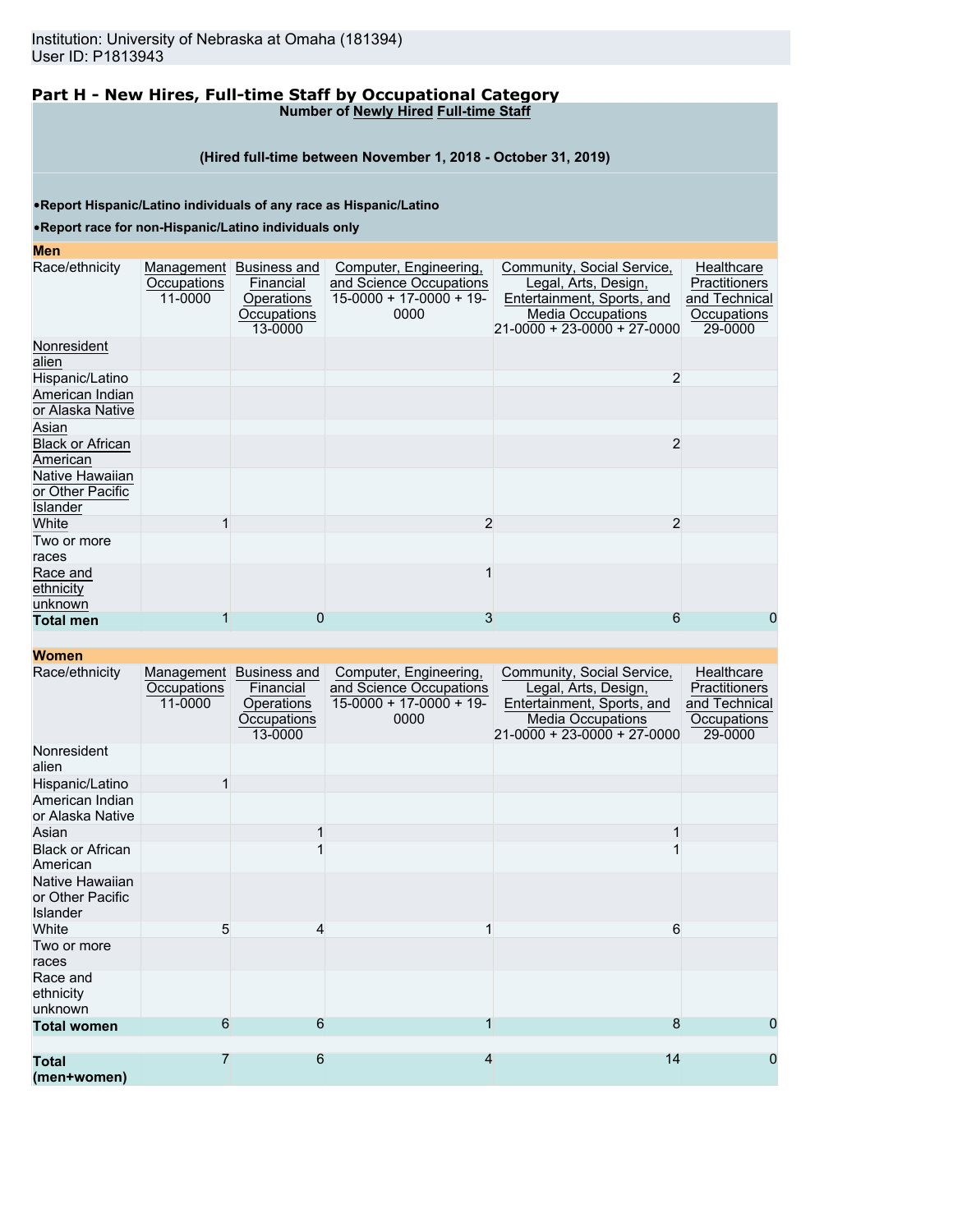Institution: University of Nebraska at Omaha (181394)
User ID: P1813943

## Part H - New Hires, Full-time Staff by Occupational Category

**Number of Newly Hired Full-time Staff**

**(Hired full-time between November 1, 2018 - October 31, 2019)**

- **Report Hispanic/Latino individuals of any race as Hispanic/Latino**
- **Report race for non-Hispanic/Latino individuals only**

**Men**

| Race/ethnicity | Management Occupations 11-0000 | Business and Financial Operations Occupations 13-0000 | Computer, Engineering, and Science Occupations 15-0000 + 17-0000 + 19-0000 | Community, Social Service, Legal, Arts, Design, Entertainment, Sports, and Media Occupations 21-0000 + 23-0000 + 27-0000 | Healthcare Practitioners and Technical Occupations 29-0000 |
|---|---|---|---|---|---|
| Nonresident alien | | | | | |
| Hispanic/Latino | | | | 2 | |
| American Indian or Alaska Native | | | | | |
| Asian | | | | | |
| Black or African American | | | | 2 | |
| Native Hawaiian or Other Pacific Islander | | | | | |
| White | 1 | | 2 | 2 | |
| Two or more races | | | | | |
| Race and ethnicity unknown | | | 1 | | |
| **Total men** | 1 | 0 | 3 | 6 | 0 |

**Women**

| Race/ethnicity | Management Occupations 11-0000 | Business and Financial Operations Occupations 13-0000 | Computer, Engineering, and Science Occupations 15-0000 + 17-0000 + 19-0000 | Community, Social Service, Legal, Arts, Design, Entertainment, Sports, and Media Occupations 21-0000 + 23-0000 + 27-0000 | Healthcare Practitioners and Technical Occupations 29-0000 |
|---|---|---|---|---|---|
| Nonresident alien | | | | | |
| Hispanic/Latino | 1 | | | | |
| American Indian or Alaska Native | | | | | |
| Asian | | 1 | | 1 | |
| Black or African American | | 1 | | 1 | |
| Native Hawaiian or Other Pacific Islander | | | | | |
| White | 5 | 4 | 1 | 6 | |
| Two or more races | | | | | |
| Race and ethnicity unknown | | | | | |
| **Total women** | 6 | 6 | 1 | 8 | 0 |
| | | | | | |
| **Total (men+women)** | 7 | 6 | 4 | 14 | 0 |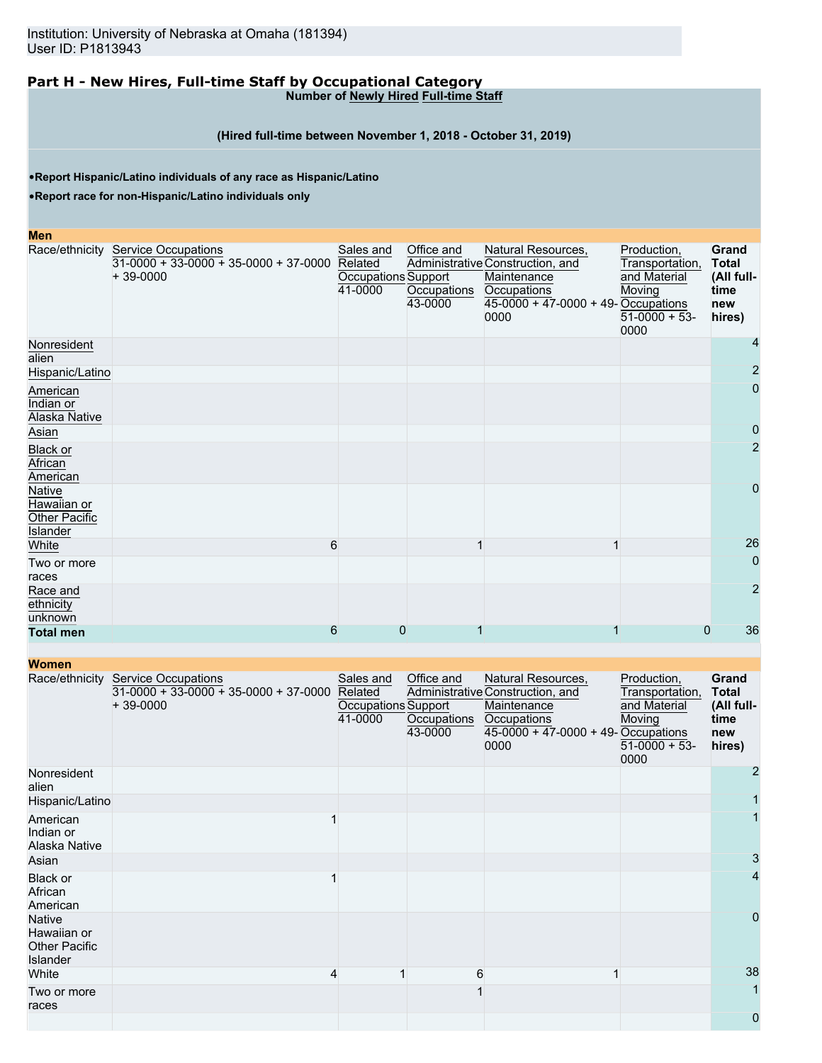Institution: University of Nebraska at Omaha (181394)
User ID: P1813943

## Part H - New Hires, Full-time Staff by Occupational Category

**Number of Newly Hired Full-time Staff**

**(Hired full-time between November 1, 2018 - October 31, 2019)**

- **Report Hispanic/Latino individuals of any race as Hispanic/Latino**
- **Report race for non-Hispanic/Latino individuals only**

**Men**

| Race/ethnicity | Service Occupations 31-0000 + 33-0000 + 35-0000 + 37-0000 + 39-0000 | Sales and Related Occupations 41-0000 | Office and Administrative Support Occupations 43-0000 | Natural Resources, Construction, and Maintenance Occupations 45-0000 + 47-0000 + 49-0000 | Production, Transportation, and Material Moving Occupations 51-0000 + 53-0000 | Grand Total (All full-time new hires) |
|---|---|---|---|---|---|---|
| Nonresident alien | | | | | | 4 |
| Hispanic/Latino | | | | | | 2 |
| American Indian or Alaska Native | | | | | | 0 |
| Asian | | | | | | 0 |
| Black or African American | | | | | | 2 |
| Native Hawaiian or Other Pacific Islander | | | | | | 0 |
| White | 6 | | 1 | 1 | | 26 |
| Two or more races | | | | | | 0 |
| Race and ethnicity unknown | | | | | | 2 |
| **Total men** | 6 | 0 | 1 | 1 | 0 | 36 |

**Women**

| Race/ethnicity | Service Occupations 31-0000 + 33-0000 + 35-0000 + 37-0000 + 39-0000 | Sales and Related Occupations 41-0000 | Office and Administrative Support Occupations 43-0000 | Natural Resources, Construction, and Maintenance Occupations 45-0000 + 47-0000 + 49-0000 | Production, Transportation, and Material Moving Occupations 51-0000 + 53-0000 | Grand Total (All full-time new hires) |
|---|---|---|---|---|---|---|
| Nonresident alien | | | | | | 2 |
| Hispanic/Latino | | | | | | 1 |
| American Indian or Alaska Native | 1 | | | | | 1 |
| Asian | | | | | | 3 |
| Black or African American | 1 | | | | | 4 |
| Native Hawaiian or Other Pacific Islander | | | | | | 0 |
| White | 4 | 1 | 6 | 1 | | 38 |
| Two or more races | | | 1 | | | 1 |
| | | | | | | 0 |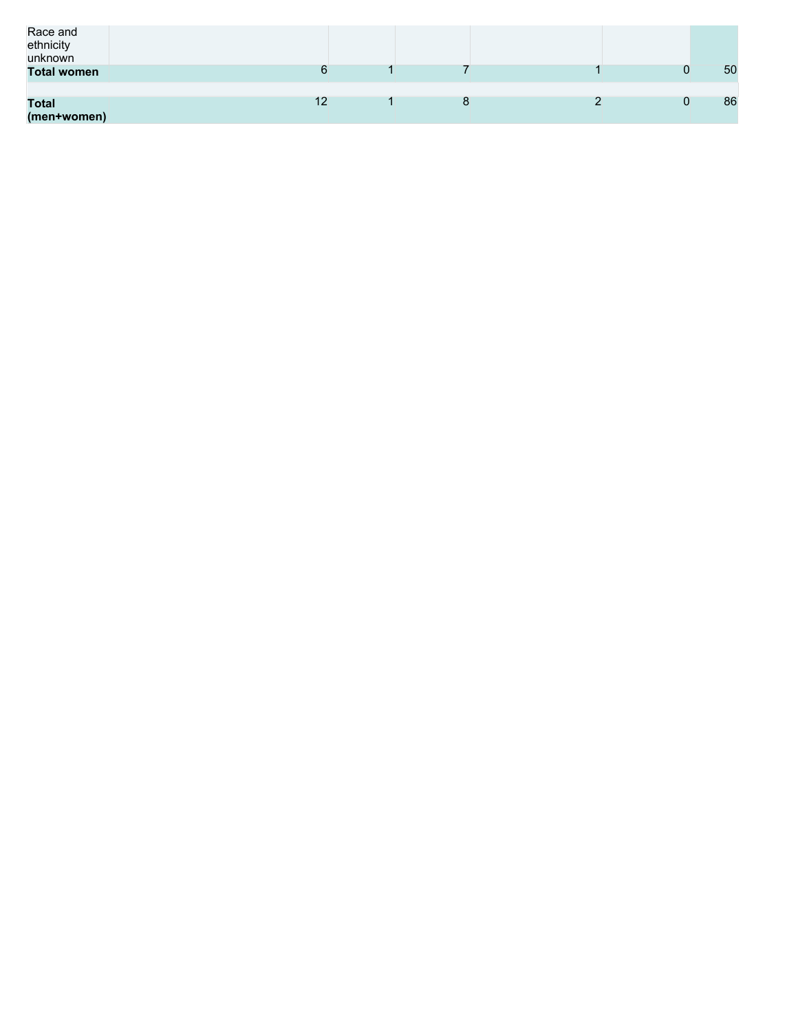| | | | | | | |
|---|---|---|---|---|---|---|
| Race and ethnicity unknown | | | | | | |
| **Total women** | 6 | 1 | 7 | 1 | 0 | 50 |
| | | | | | | |
| **Total (men+women)** | 12 | 1 | 8 | 2 | 0 | 86 |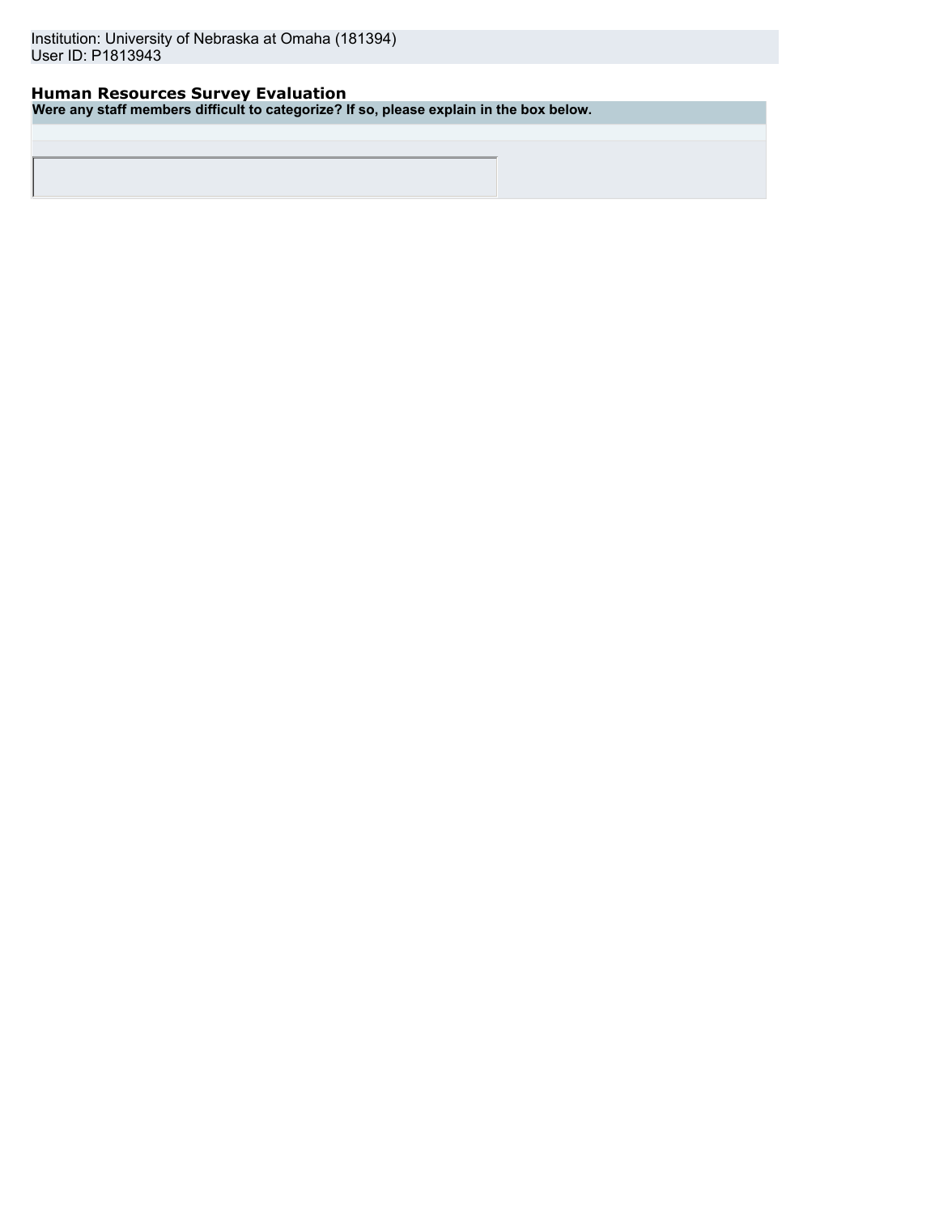Institution: University of Nebraska at Omaha (181394)
User ID: P1813943

## Human Resources Survey Evaluation

**Were any staff members difficult to categorize? If so, please explain in the box below.**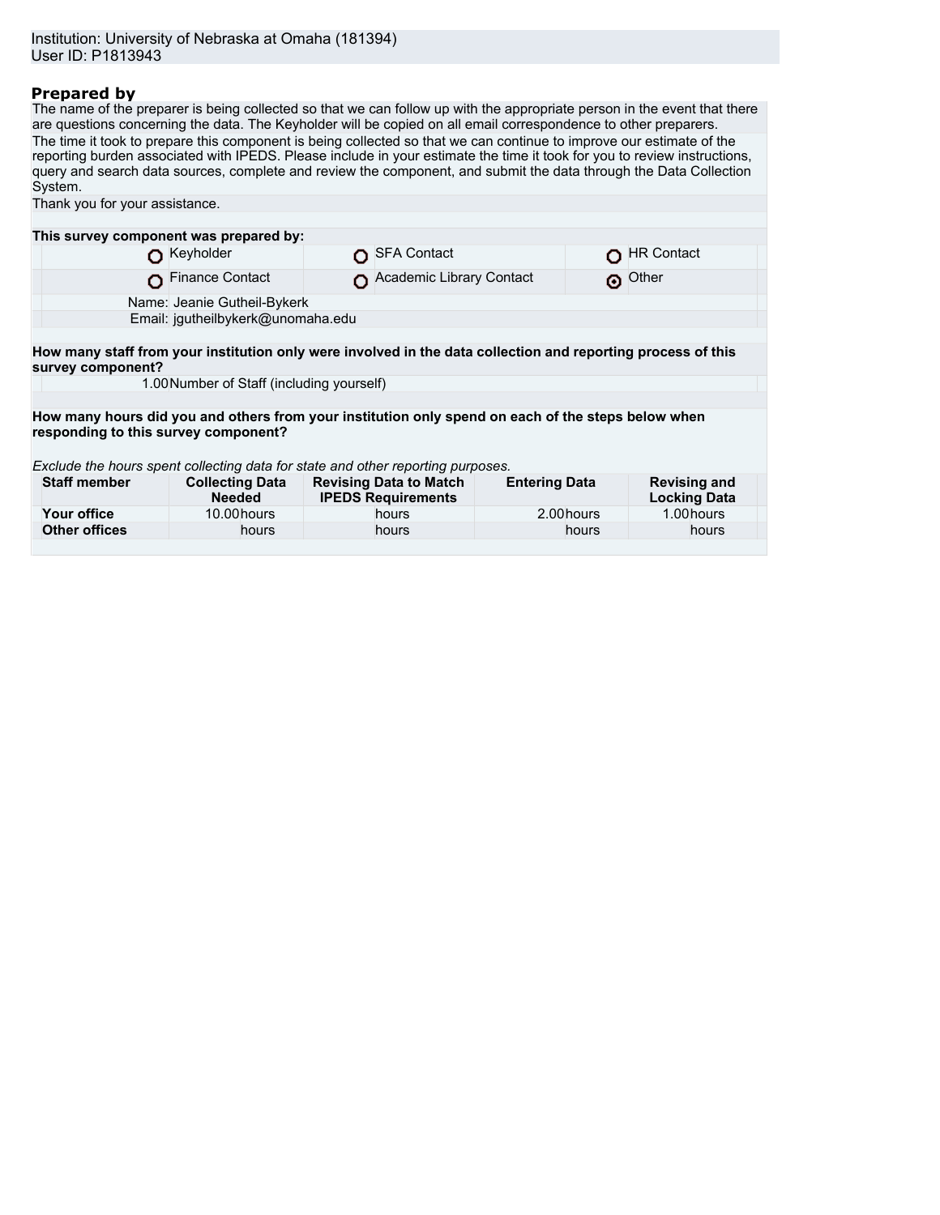Institution: University of Nebraska at Omaha (181394)
User ID: P1813943

## Prepared by

The name of the preparer is being collected so that we can follow up with the appropriate person in the event that there are questions concerning the data. The Keyholder will be copied on all email correspondence to other preparers.

The time it took to prepare this component is being collected so that we can continue to improve our estimate of the reporting burden associated with IPEDS. Please include in your estimate the time it took for you to review instructions, query and search data sources, complete and review the component, and submit the data through the Data Collection System.

Thank you for your assistance.

**This survey component was prepared by:**

| | | |
|---|---|---|
| ○ Keyholder | ○ SFA Contact | ○ HR Contact |
| ○ Finance Contact | ○ Academic Library Contact | ⦿ Other |

Name: Jeanie Gutheil-Bykerk
Email: jgutheilbykerk@unomaha.edu

**How many staff from your institution only were involved in the data collection and reporting process of this survey component?**

1.00 Number of Staff (including yourself)

**How many hours did you and others from your institution only spend on each of the steps below when responding to this survey component?**

*Exclude the hours spent collecting data for state and other reporting purposes.*

| Staff member | Collecting Data Needed | Revising Data to Match IPEDS Requirements | Entering Data | Revising and Locking Data |
|---|---|---|---|---|
| Your office | 10.00 hours | hours | 2.00 hours | 1.00 hours |
| Other offices | hours | hours | hours | hours |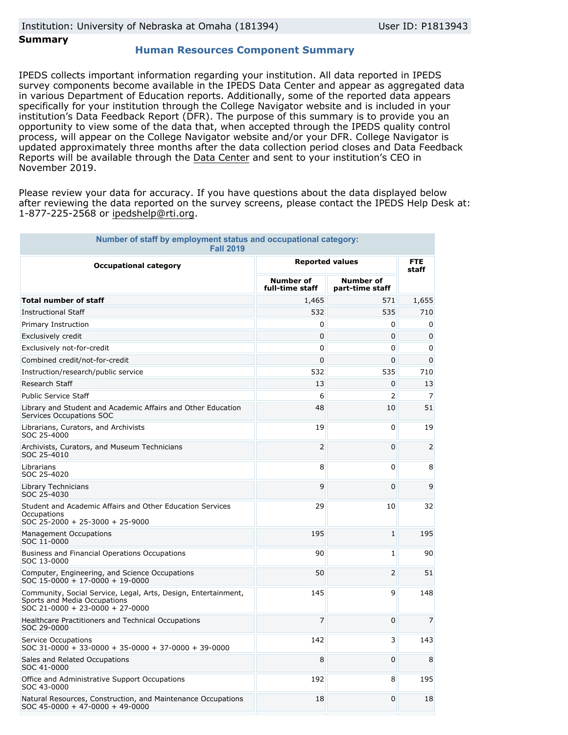Institution: University of Nebraska at Omaha (181394) | User ID: P1813943

**Summary**

## Human Resources Component Summary

IPEDS collects important information regarding your institution. All data reported in IPEDS survey components become available in the IPEDS Data Center and appear as aggregated data in various Department of Education reports. Additionally, some of the reported data appears specifically for your institution through the College Navigator website and is included in your institution's Data Feedback Report (DFR). The purpose of this summary is to provide you an opportunity to view some of the data that, when accepted through the IPEDS quality control process, will appear on the College Navigator website and/or your DFR. College Navigator is updated approximately three months after the data collection period closes and Data Feedback Reports will be available through the Data Center and sent to your institution's CEO in November 2019.

Please review your data for accuracy. If you have questions about the data displayed below after reviewing the data reported on the survey screens, please contact the IPEDS Help Desk at: 1-877-225-2568 or ipedshelp@rti.org.

**Number of staff by employment status and occupational category: Fall 2019**

| Occupational category | Reported values | | FTE staff |
|---|---|---|---|
| | Number of full-time staff | Number of part-time staff | |
| **Total number of staff** | 1,465 | 571 | 1,655 |
| Instructional Staff | 532 | 535 | 710 |
| Primary Instruction | 0 | 0 | 0 |
| Exclusively credit | 0 | 0 | 0 |
| Exclusively not-for-credit | 0 | 0 | 0 |
| Combined credit/not-for-credit | 0 | 0 | 0 |
| Instruction/research/public service | 532 | 535 | 710 |
| Research Staff | 13 | 0 | 13 |
| Public Service Staff | 6 | 2 | 7 |
| Library and Student and Academic Affairs and Other Education Services Occupations SOC | 48 | 10 | 51 |
| Librarians, Curators, and Archivists SOC 25-4000 | 19 | 0 | 19 |
| Archivists, Curators, and Museum Technicians SOC 25-4010 | 2 | 0 | 2 |
| Librarians SOC 25-4020 | 8 | 0 | 8 |
| Library Technicians SOC 25-4030 | 9 | 0 | 9 |
| Student and Academic Affairs and Other Education Services Occupations SOC 25-2000 + 25-3000 + 25-9000 | 29 | 10 | 32 |
| Management Occupations SOC 11-0000 | 195 | 1 | 195 |
| Business and Financial Operations Occupations SOC 13-0000 | 90 | 1 | 90 |
| Computer, Engineering, and Science Occupations SOC 15-0000 + 17-0000 + 19-0000 | 50 | 2 | 51 |
| Community, Social Service, Legal, Arts, Design, Entertainment, Sports and Media Occupations SOC 21-0000 + 23-0000 + 27-0000 | 145 | 9 | 148 |
| Healthcare Practitioners and Technical Occupations SOC 29-0000 | 7 | 0 | 7 |
| Service Occupations SOC 31-0000 + 33-0000 + 35-0000 + 37-0000 + 39-0000 | 142 | 3 | 143 |
| Sales and Related Occupations SOC 41-0000 | 8 | 0 | 8 |
| Office and Administrative Support Occupations SOC 43-0000 | 192 | 8 | 195 |
| Natural Resources, Construction, and Maintenance Occupations SOC 45-0000 + 47-0000 + 49-0000 | 18 | 0 | 18 |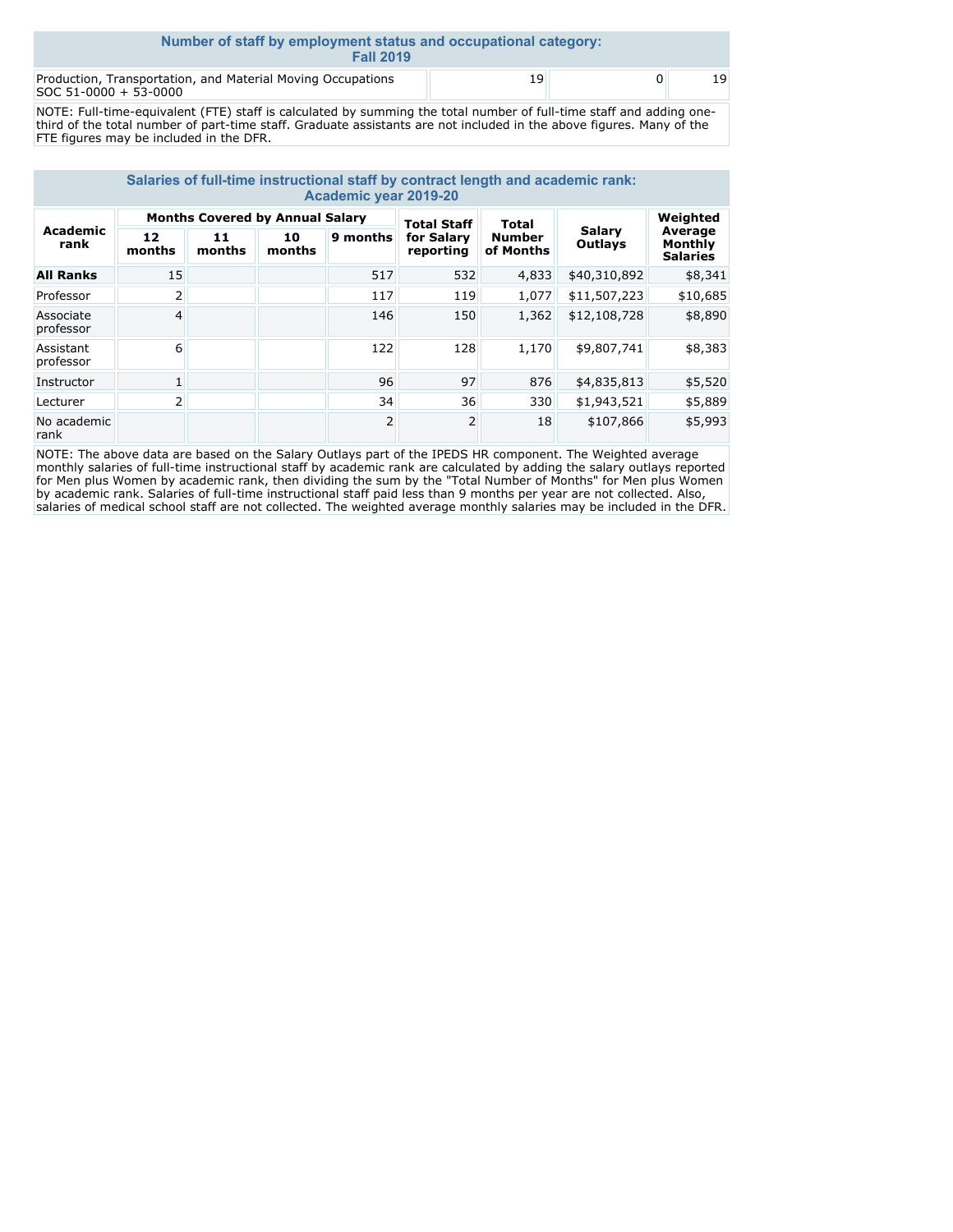## Number of staff by employment status and occupational category: Fall 2019

| | | | |
|---|---|---|---|
| Production, Transportation, and Material Moving Occupations SOC 51-0000 + 53-0000 | 19 | 0 | 19 |

NOTE: Full-time-equivalent (FTE) staff is calculated by summing the total number of full-time staff and adding one-third of the total number of part-time staff. Graduate assistants are not included in the above figures. Many of the FTE figures may be included in the DFR.

## Salaries of full-time instructional staff by contract length and academic rank: Academic year 2019-20

| Academic rank | Months Covered by Annual Salary | | | | Total Staff for Salary reporting | Total Number of Months | Salary Outlays | Weighted Average Monthly Salaries |
|---|---|---|---|---|---|---|---|---|
| | 12 months | 11 months | 10 months | 9 months | | | | |
| **All Ranks** | 15 | | | 517 | 532 | 4,833 | $40,310,892 | $8,341 |
| Professor | 2 | | | 117 | 119 | 1,077 | $11,507,223 | $10,685 |
| Associate professor | 4 | | | 146 | 150 | 1,362 | $12,108,728 | $8,890 |
| Assistant professor | 6 | | | 122 | 128 | 1,170 | $9,807,741 | $8,383 |
| Instructor | 1 | | | 96 | 97 | 876 | $4,835,813 | $5,520 |
| Lecturer | 2 | | | 34 | 36 | 330 | $1,943,521 | $5,889 |
| No academic rank | | | | 2 | 2 | 18 | $107,866 | $5,993 |

NOTE: The above data are based on the Salary Outlays part of the IPEDS HR component. The Weighted average monthly salaries of full-time instructional staff by academic rank are calculated by adding the salary outlays reported for Men plus Women by academic rank, then dividing the sum by the "Total Number of Months" for Men plus Women by academic rank. Salaries of full-time instructional staff paid less than 9 months per year are not collected. Also, salaries of medical school staff are not collected. The weighted average monthly salaries may be included in the DFR.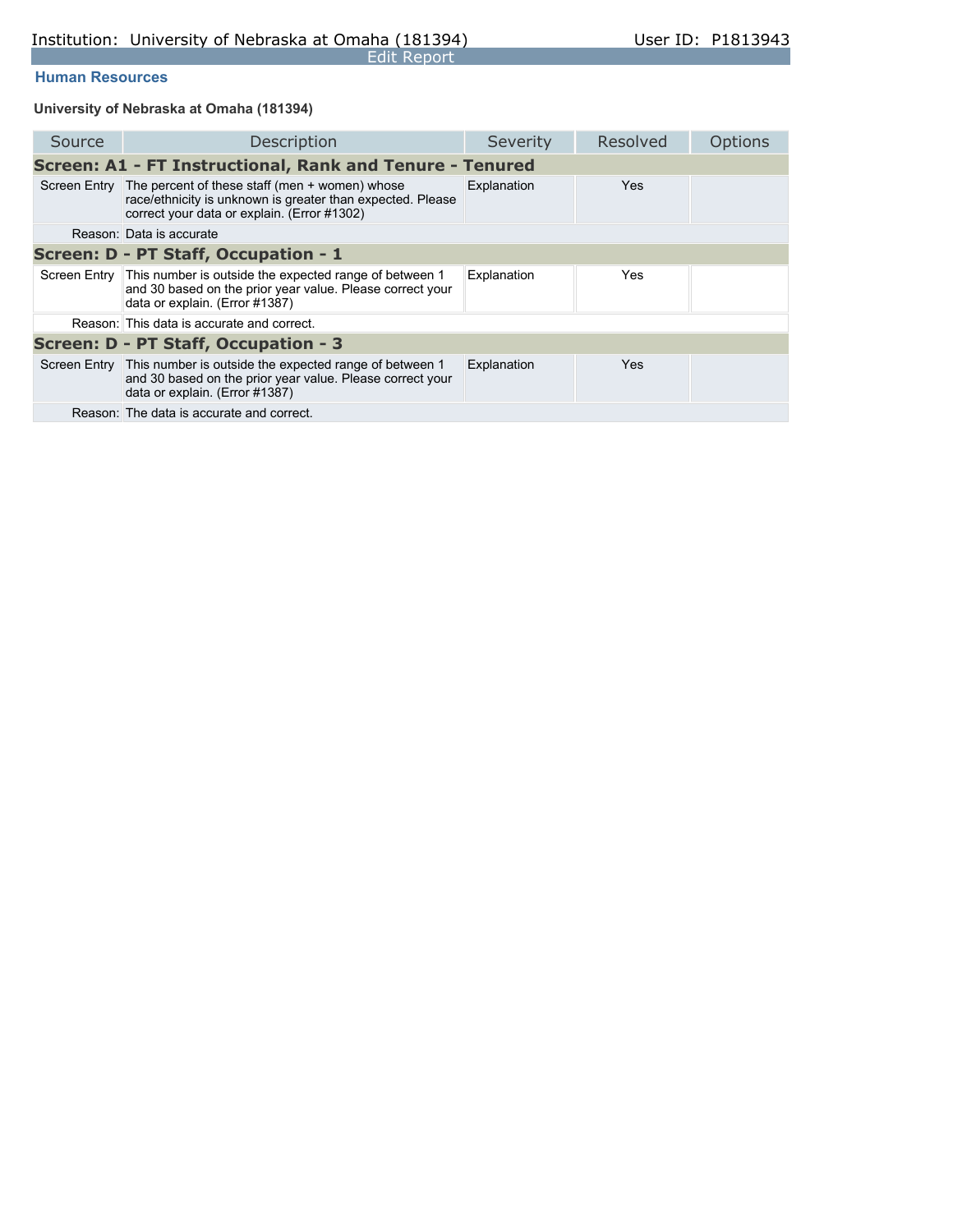Institution: University of Nebraska at Omaha (181394) User ID: P1813943

Edit Report

## Human Resources

**University of Nebraska at Omaha (181394)**

| Source | Description | Severity | Resolved | Options |
|---|---|---|---|---|
| **Screen: A1 - FT Instructional, Rank and Tenure - Tenured** | | | | |
| Screen Entry | The percent of these staff (men + women) whose race/ethnicity is unknown is greater than expected. Please correct your data or explain. (Error #1302) | Explanation | Yes | |
| Reason: | Data is accurate | | | |
| **Screen: D - PT Staff, Occupation - 1** | | | | |
| Screen Entry | This number is outside the expected range of between 1 and 30 based on the prior year value. Please correct your data or explain. (Error #1387) | Explanation | Yes | |
| Reason: | This data is accurate and correct. | | | |
| **Screen: D - PT Staff, Occupation - 3** | | | | |
| Screen Entry | This number is outside the expected range of between 1 and 30 based on the prior year value. Please correct your data or explain. (Error #1387) | Explanation | Yes | |
| Reason: | The data is accurate and correct. | | | |